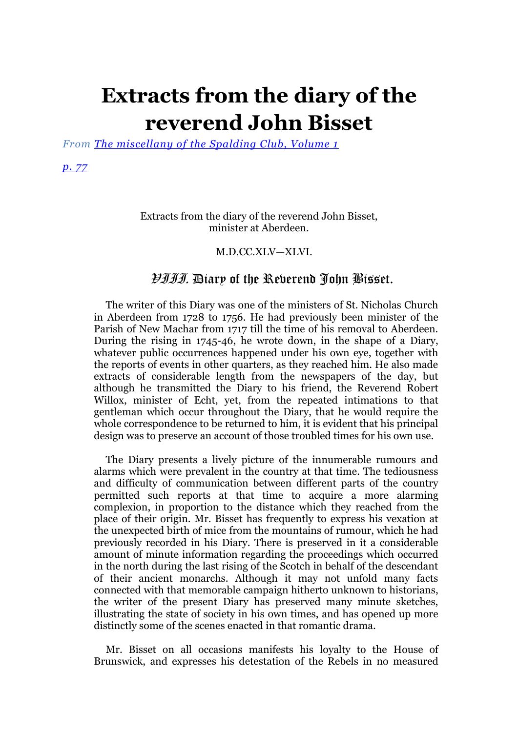# Extracts from the diary of the reverend John Bisset

*From [The miscellany of the Spalding Club, Volume 1](#)*

*[p. 77](#)*

Extracts from the diary of the reverend John Bisset,
minister at Aberdeen.

M.D.CC.XLV—XLVI.

## VIII. Diary of the Reverend John Bisset.

The writer of this Diary was one of the ministers of St. Nicholas Church in Aberdeen from 1728 to 1756. He had previously been minister of the Parish of New Machar from 1717 till the time of his removal to Aberdeen. During the rising in 1745-46, he wrote down, in the shape of a Diary, whatever public occurrences happened under his own eye, together with the reports of events in other quarters, as they reached him. He also made extracts of considerable length from the newspapers of the day, but although he transmitted the Diary to his friend, the Reverend Robert Willox, minister of Echt, yet, from the repeated intimations to that gentleman which occur throughout the Diary, that he would require the whole correspondence to be returned to him, it is evident that his principal design was to preserve an account of those troubled times for his own use.

The Diary presents a lively picture of the innumerable rumours and alarms which were prevalent in the country at that time. The tediousness and difficulty of communication between different parts of the country permitted such reports at that time to acquire a more alarming complexion, in proportion to the distance which they reached from the place of their origin. Mr. Bisset has frequently to express his vexation at the unexpected birth of mice from the mountains of rumour, which he had previously recorded in his Diary. There is preserved in it a considerable amount of minute information regarding the proceedings which occurred in the north during the last rising of the Scotch in behalf of the descendant of their ancient monarchs. Although it may not unfold many facts connected with that memorable campaign hitherto unknown to historians, the writer of the present Diary has preserved many minute sketches, illustrating the state of society in his own times, and has opened up more distinctly some of the scenes enacted in that romantic drama.

Mr. Bisset on all occasions manifests his loyalty to the House of Brunswick, and expresses his detestation of the Rebels in no measured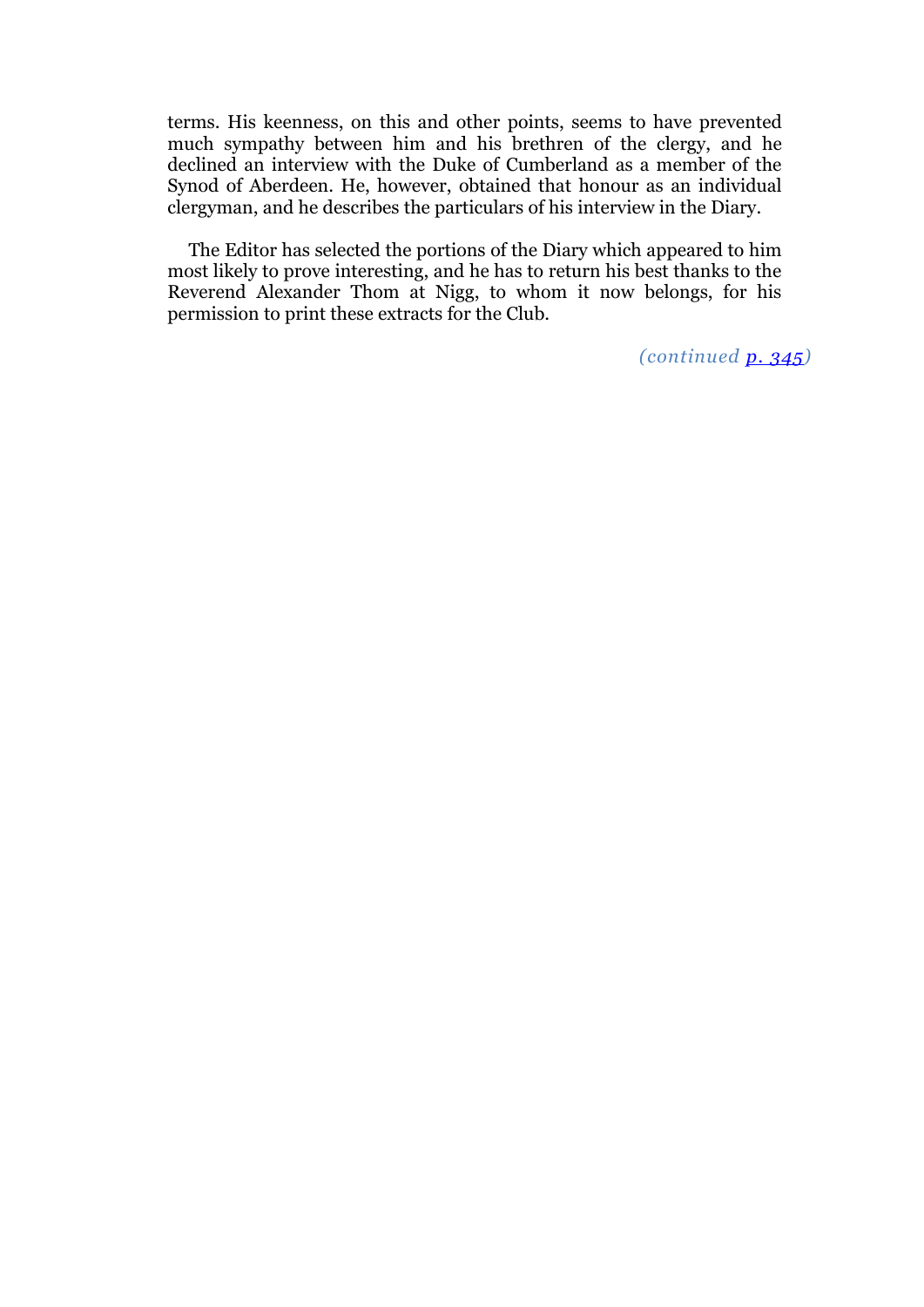terms. His keenness, on this and other points, seems to have prevented much sympathy between him and his brethren of the clergy, and he declined an interview with the Duke of Cumberland as a member of the Synod of Aberdeen. He, however, obtained that honour as an individual clergyman, and he describes the particulars of his interview in the Diary.

The Editor has selected the portions of the Diary which appeared to him most likely to prove interesting, and he has to return his best thanks to the Reverend Alexander Thom at Nigg, to whom it now belongs, for his permission to print these extracts for the Club.

*(continued p. 345)*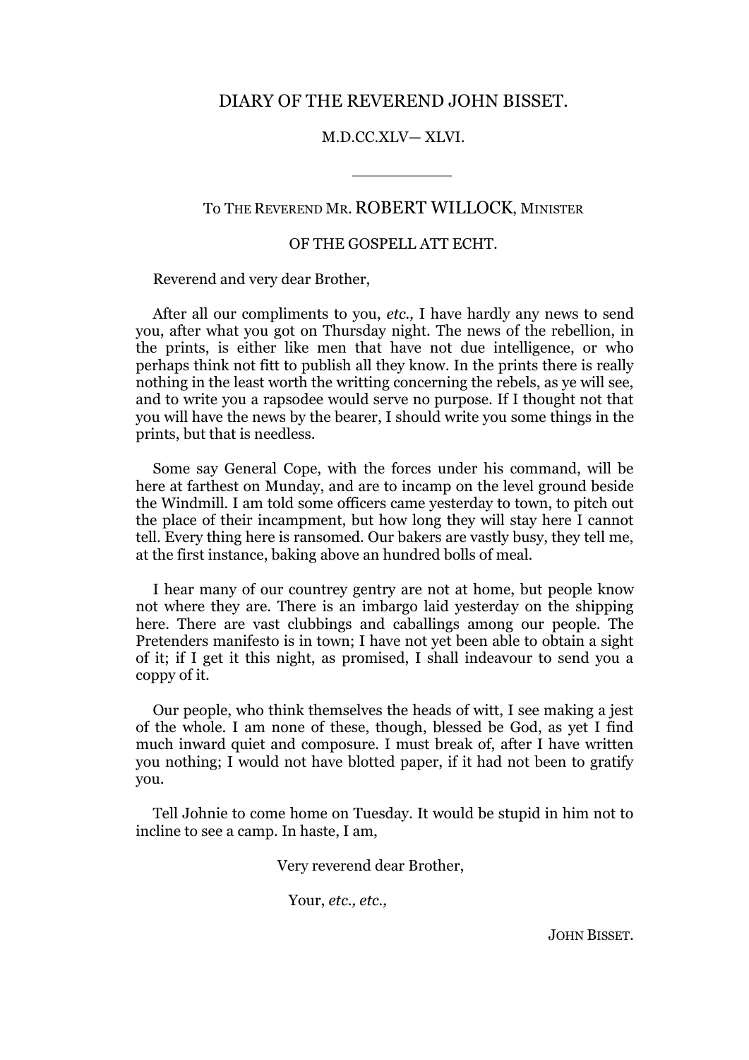# DIARY OF THE REVEREND JOHN BISSET.

M.D.CC.XLV— XLVI.

---

To The Reverend Mr. ROBERT WILLOCK, Minister

OF THE GOSPELL ATT ECHT.

Reverend and very dear Brother,

After all our compliments to you, *etc.,* I have hardly any news to send you, after what you got on Thursday night. The news of the rebellion, in the prints, is either like men that have not due intelligence, or who perhaps think not fitt to publish all they know. In the prints there is really nothing in the least worth the writting concerning the rebels, as ye will see, and to write you a rapsodee would serve no purpose. If I thought not that you will have the news by the bearer, I should write you some things in the prints, but that is needless.

Some say General Cope, with the forces under his command, will be here at farthest on Munday, and are to incamp on the level ground beside the Windmill. I am told some officers came yesterday to town, to pitch out the place of their incampment, but how long they will stay here I cannot tell. Every thing here is ransomed. Our bakers are vastly busy, they tell me, at the first instance, baking above an hundred bolls of meal.

I hear many of our countrey gentry are not at home, but people know not where they are. There is an imbargo laid yesterday on the shipping here. There are vast clubbings and caballings among our people. The Pretenders manifesto is in town; I have not yet been able to obtain a sight of it; if I get it this night, as promised, I shall indeavour to send you a coppy of it.

Our people, who think themselves the heads of witt, I see making a jest of the whole. I am none of these, though, blessed be God, as yet I find much inward quiet and composure. I must break of, after I have written you nothing; I would not have blotted paper, if it had not been to gratify you.

Tell Johnie to come home on Tuesday. It would be stupid in him not to incline to see a camp. In haste, I am,

Very reverend dear Brother,

Your, *etc., etc.,*

John Bisset.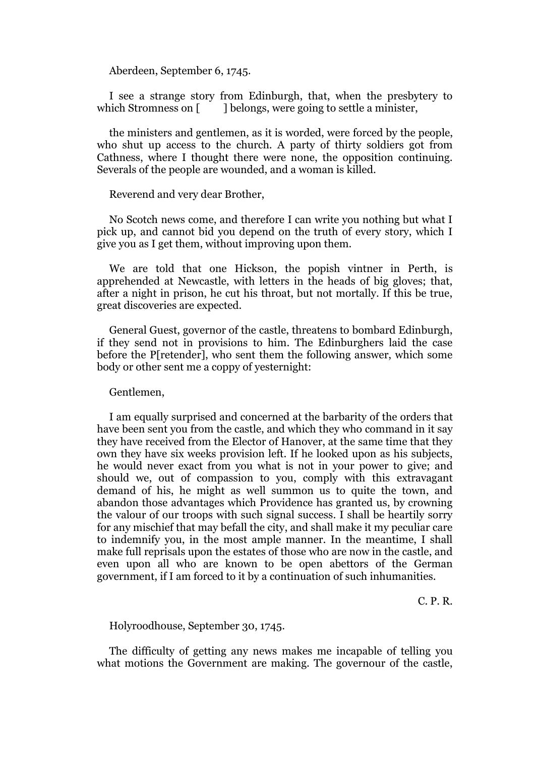Aberdeen, September 6, 1745.

I see a strange story from Edinburgh, that, when the presbytery to which Stromness on [ ] belongs, were going to settle a minister,

the ministers and gentlemen, as it is worded, were forced by the people, who shut up access to the church. A party of thirty soldiers got from Cathness, where I thought there were none, the opposition continuing. Severals of the people are wounded, and a woman is killed.

Reverend and very dear Brother,

No Scotch news come, and therefore I can write you nothing but what I pick up, and cannot bid you depend on the truth of every story, which I give you as I get them, without improving upon them.

We are told that one Hickson, the popish vintner in Perth, is apprehended at Newcastle, with letters in the heads of big gloves; that, after a night in prison, he cut his throat, but not mortally. If this be true, great discoveries are expected.

General Guest, governor of the castle, threatens to bombard Edinburgh, if they send not in provisions to him. The Edinburghers laid the case before the P[retender], who sent them the following answer, which some body or other sent me a coppy of yesternight:

Gentlemen,

I am equally surprised and concerned at the barbarity of the orders that have been sent you from the castle, and which they who command in it say they have received from the Elector of Hanover, at the same time that they own they have six weeks provision left. If he looked upon as his subjects, he would never exact from you what is not in your power to give; and should we, out of compassion to you, comply with this extravagant demand of his, he might as well summon us to quite the town, and abandon those advantages which Providence has granted us, by crowning the valour of our troops with such signal success. I shall be heartily sorry for any mischief that may befall the city, and shall make it my peculiar care to indemnify you, in the most ample manner. In the meantime, I shall make full reprisals upon the estates of those who are now in the castle, and even upon all who are known to be open abettors of the German government, if I am forced to it by a continuation of such inhumanities.

C. P. R.

Holyroodhouse, September 30, 1745.

The difficulty of getting any news makes me incapable of telling you what motions the Government are making. The governour of the castle,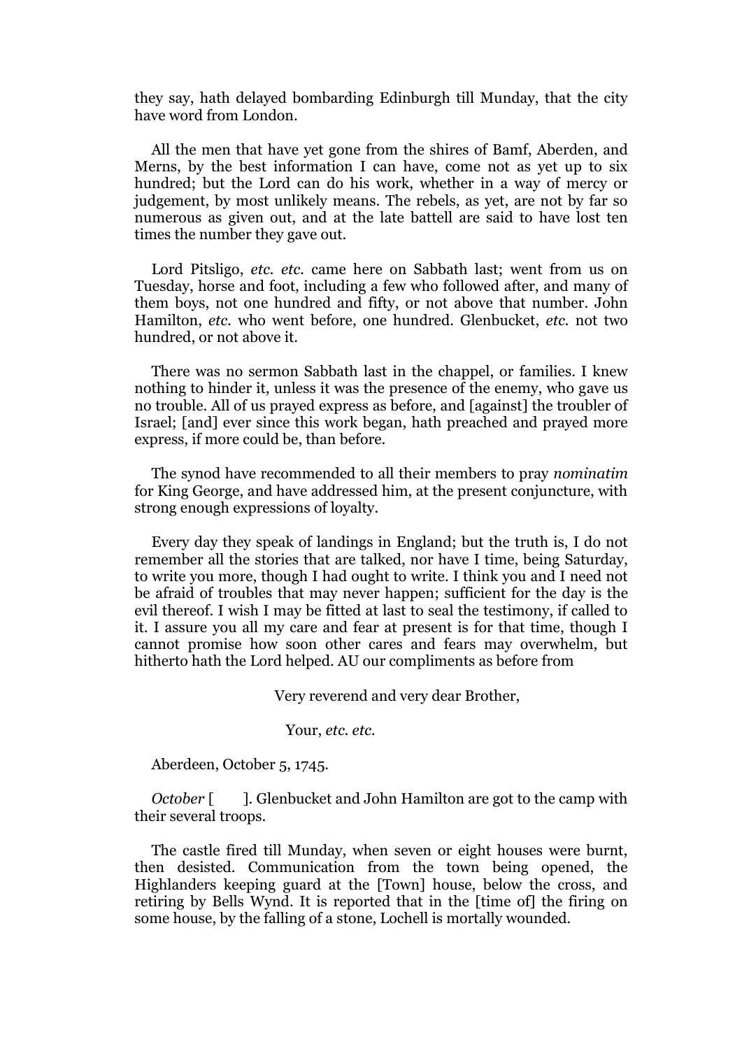they say, hath delayed bombarding Edinburgh till Munday, that the city have word from London.

All the men that have yet gone from the shires of Bamf, Aberden, and Merns, by the best information I can have, come not as yet up to six hundred; but the Lord can do his work, whether in a way of mercy or judgement, by most unlikely means. The rebels, as yet, are not by far so numerous as given out, and at the late battell are said to have lost ten times the number they gave out.

Lord Pitsligo, *etc. etc.* came here on Sabbath last; went from us on Tuesday, horse and foot, including a few who followed after, and many of them boys, not one hundred and fifty, or not above that number. John Hamilton, *etc.* who went before, one hundred. Glenbucket, *etc.* not two hundred, or not above it.

There was no sermon Sabbath last in the chappel, or families. I knew nothing to hinder it, unless it was the presence of the enemy, who gave us no trouble. All of us prayed express as before, and [against] the troubler of Israel; [and] ever since this work began, hath preached and prayed more express, if more could be, than before.

The synod have recommended to all their members to pray *nominatim* for King George, and have addressed him, at the present conjuncture, with strong enough expressions of loyalty.

Every day they speak of landings in England; but the truth is, I do not remember all the stories that are talked, nor have I time, being Saturday, to write you more, though I had ought to write. I think you and I need not be afraid of troubles that may never happen; sufficient for the day is the evil thereof. I wish I may be fitted at last to seal the testimony, if called to it. I assure you all my care and fear at present is for that time, though I cannot promise how soon other cares and fears may overwhelm, but hitherto hath the Lord helped. AU our compliments as before from

Very reverend and very dear Brother,

Your, *etc. etc.*

Aberdeen, October 5, 1745.

*October* [ ]. Glenbucket and John Hamilton are got to the camp with their several troops.

The castle fired till Munday, when seven or eight houses were burnt, then desisted. Communication from the town being opened, the Highlanders keeping guard at the [Town] house, below the cross, and retiring by Bells Wynd. It is reported that in the [time of] the firing on some house, by the falling of a stone, Lochell is mortally wounded.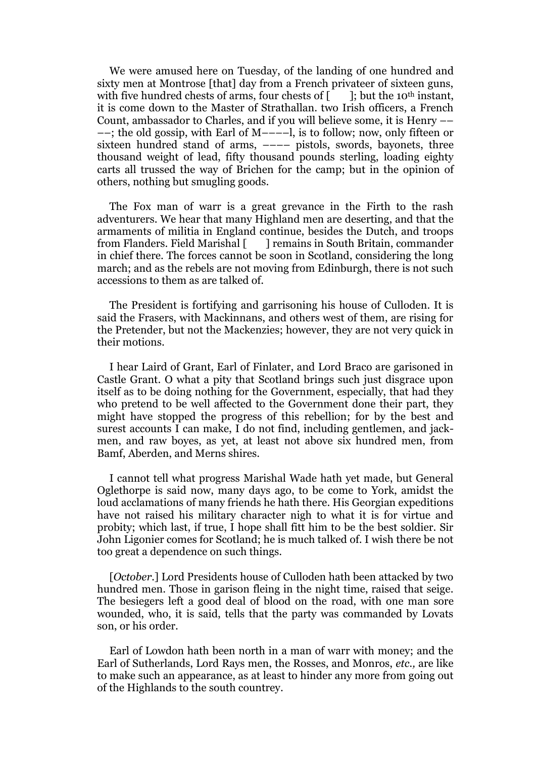We were amused here on Tuesday, of the landing of one hundred and sixty men at Montrose [that] day from a French privateer of sixteen guns, with five hundred chests of arms, four chests of [ ]; but the 10th instant, it is come down to the Master of Strathallan. two Irish officers, a French Count, ambassador to Charles, and if you will believe some, it is Henry –– ––; the old gossip, with Earl of M––––l, is to follow; now, only fifteen or sixteen hundred stand of arms, –––– pistols, swords, bayonets, three thousand weight of lead, fifty thousand pounds sterling, loading eighty carts all trussed the way of Brichen for the camp; but in the opinion of others, nothing but smugling goods.

The Fox man of warr is a great grevance in the Firth to the rash adventurers. We hear that many Highland men are deserting, and that the armaments of militia in England continue, besides the Dutch, and troops from Flanders. Field Marishal [ ] remains in South Britain, commander in chief there. The forces cannot be soon in Scotland, considering the long march; and as the rebels are not moving from Edinburgh, there is not such accessions to them as are talked of.

The President is fortifying and garrisoning his house of Culloden. It is said the Frasers, with Mackinnans, and others west of them, are rising for the Pretender, but not the Mackenzies; however, they are not very quick in their motions.

I hear Laird of Grant, Earl of Finlater, and Lord Braco are garisoned in Castle Grant. O what a pity that Scotland brings such just disgrace upon itself as to be doing nothing for the Government, especially, that had they who pretend to be well affected to the Government done their part, they might have stopped the progress of this rebellion; for by the best and surest accounts I can make, I do not find, including gentlemen, and jack-men, and raw boyes, as yet, at least not above six hundred men, from Bamf, Aberden, and Merns shires.

I cannot tell what progress Marishal Wade hath yet made, but General Oglethorpe is said now, many days ago, to be come to York, amidst the loud acclamations of many friends he hath there. His Georgian expeditions have not raised his military character nigh to what it is for virtue and probity; which last, if true, I hope shall fitt him to be the best soldier. Sir John Ligonier comes for Scotland; he is much talked of. I wish there be not too great a dependence on such things.

[*October.*] Lord Presidents house of Culloden hath been attacked by two hundred men. Those in garison fleing in the night time, raised that seige. The besiegers left a good deal of blood on the road, with one man sore wounded, who, it is said, tells that the party was commanded by Lovats son, or his order.

Earl of Lowdon hath been north in a man of warr with money; and the Earl of Sutherlands, Lord Rays men, the Rosses, and Monros, *etc.,* are like to make such an appearance, as at least to hinder any more from going out of the Highlands to the south countrey.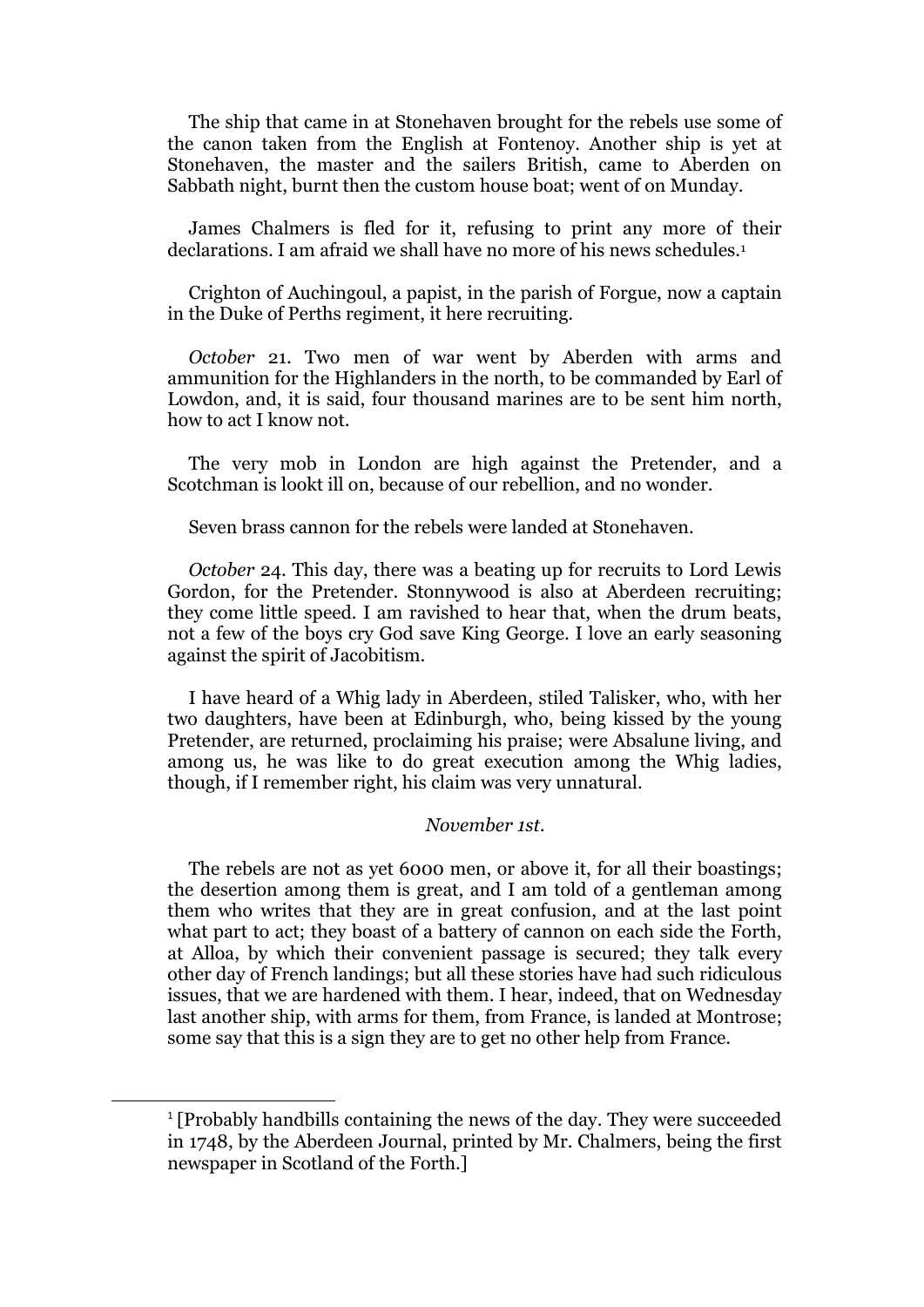The ship that came in at Stonehaven brought for the rebels use some of the canon taken from the English at Fontenoy. Another ship is yet at Stonehaven, the master and the sailers British, came to Aberden on Sabbath night, burnt then the custom house boat; went of on Munday.

James Chalmers is fled for it, refusing to print any more of their declarations. I am afraid we shall have no more of his news schedules.[1]

Crighton of Auchingoul, a papist, in the parish of Forgue, now a captain in the Duke of Perths regiment, it here recruiting.

*October* 21. Two men of war went by Aberden with arms and ammunition for the Highlanders in the north, to be commanded by Earl of Lowdon, and, it is said, four thousand marines are to be sent him north, how to act I know not.

The very mob in London are high against the Pretender, and a Scotchman is lookt ill on, because of our rebellion, and no wonder.

Seven brass cannon for the rebels were landed at Stonehaven.

*October* 24. This day, there was a beating up for recruits to Lord Lewis Gordon, for the Pretender. Stonnywood is also at Aberdeen recruiting; they come little speed. I am ravished to hear that, when the drum beats, not a few of the boys cry God save King George. I love an early seasoning against the spirit of Jacobitism.

I have heard of a Whig lady in Aberdeen, stiled Talisker, who, with her two daughters, have been at Edinburgh, who, being kissed by the young Pretender, are returned, proclaiming his praise; were Absalune living, and among us, he was like to do great execution among the Whig ladies, though, if I remember right, his claim was very unnatural.

*November 1st.*

The rebels are not as yet 6000 men, or above it, for all their boastings; the desertion among them is great, and I am told of a gentleman among them who writes that they are in great confusion, and at the last point what part to act; they boast of a battery of cannon on each side the Forth, at Alloa, by which their convenient passage is secured; they talk every other day of French landings; but all these stories have had such ridiculous issues, that we are hardened with them. I hear, indeed, that on Wednesday last another ship, with arms for them, from France, is landed at Montrose; some say that this is a sign they are to get no other help from France.

---

[1] [Probably handbills containing the news of the day. They were succeeded in 1748, by the Aberdeen Journal, printed by Mr. Chalmers, being the first newspaper in Scotland of the Forth.]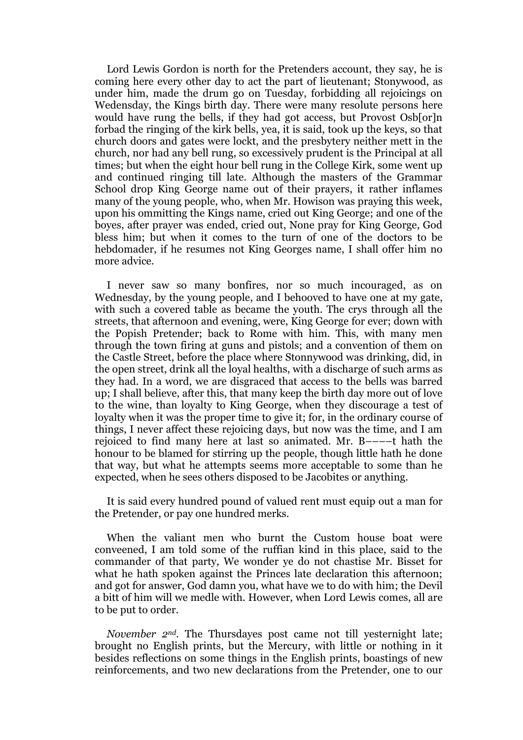Lord Lewis Gordon is north for the Pretenders account, they say, he is coming here every other day to act the part of lieutenant; Stonywood, as under him, made the drum go on Tuesday, forbidding all rejoicings on Wedensday, the Kings birth day. There were many resolute persons here would have rung the bells, if they had got access, but Provost Osb[or]n forbad the ringing of the kirk bells, yea, it is said, took up the keys, so that church doors and gates were lockt, and the presbytery neither mett in the church, nor had any bell rung, so excessively prudent is the Principal at all times; but when the eight hour bell rung in the College Kirk, some went up and continued ringing till late. Although the masters of the Grammar School drop King George name out of their prayers, it rather inflames many of the young people, who, when Mr. Howison was praying this week, upon his ommitting the Kings name, cried out King George; and one of the boyes, after prayer was ended, cried out, None pray for King George, God bless him; but when it comes to the turn of one of the doctors to be hebdomader, if he resumes not King Georges name, I shall offer him no more advice.

I never saw so many bonfires, nor so much incouraged, as on Wednesday, by the young people, and I behooved to have one at my gate, with such a covered table as became the youth. The crys through all the streets, that afternoon and evening, were, King George for ever; down with the Popish Pretender; back to Rome with him. This, with many men through the town firing at guns and pistols; and a convention of them on the Castle Street, before the place where Stonnywood was drinking, did, in the open street, drink all the loyal healths, with a discharge of such arms as they had. In a word, we are disgraced that access to the bells was barred up; I shall believe, after this, that many keep the birth day more out of love to the wine, than loyalty to King George, when they discourage a test of loyalty when it was the proper time to give it; for, in the ordinary course of things, I never affect these rejoicing days, but now was the time, and I am rejoiced to find many here at last so animated. Mr. B––––t hath the honour to be blamed for stirring up the people, though little hath he done that way, but what he attempts seems more acceptable to some than he expected, when he sees others disposed to be Jacobites or anything.

It is said every hundred pound of valued rent must equip out a man for the Pretender, or pay one hundred merks.

When the valiant men who burnt the Custom house boat were conveened, I am told some of the ruffian kind in this place, said to the commander of that party, We wonder ye do not chastise Mr. Bisset for what he hath spoken against the Princes late declaration this afternoon; and got for answer, God damn you, what have we to do with him; the Devil a bitt of him will we medle with. However, when Lord Lewis comes, all are to be put to order.

*November 2nd*. The Thursdayes post came not till yesternight late; brought no English prints, but the Mercury, with little or nothing in it besides reflections on some things in the English prints, boastings of new reinforcements, and two new declarations from the Pretender, one to our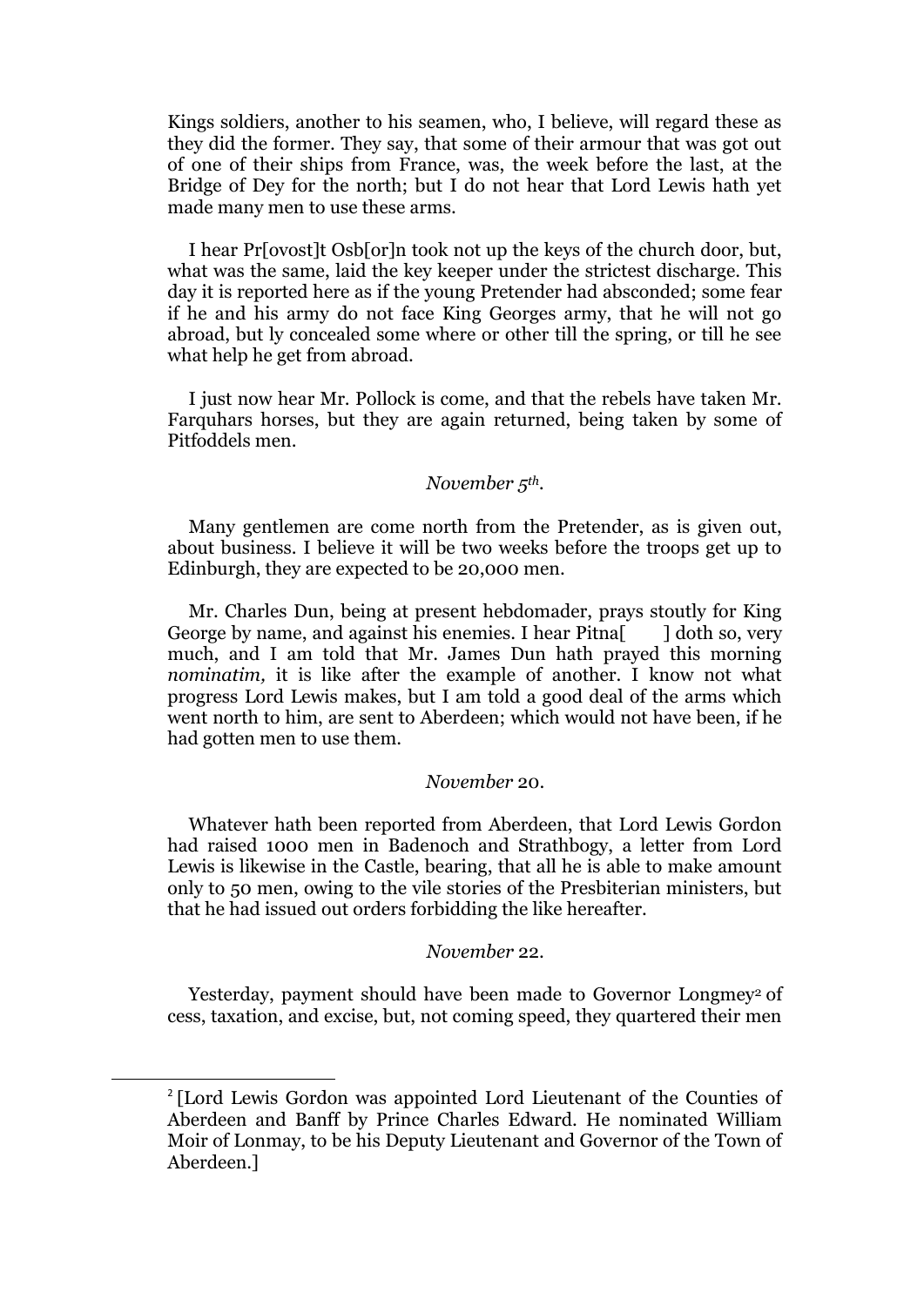Kings soldiers, another to his seamen, who, I believe, will regard these as they did the former. They say, that some of their armour that was got out of one of their ships from France, was, the week before the last, at the Bridge of Dey for the north; but I do not hear that Lord Lewis hath yet made many men to use these arms.

I hear Pr[ovost]t Osb[or]n took not up the keys of the church door, but, what was the same, laid the key keeper under the strictest discharge. This day it is reported here as if the young Pretender had absconded; some fear if he and his army do not face King Georges army, that he will not go abroad, but ly concealed some where or other till the spring, or till he see what help he get from abroad.

I just now hear Mr. Pollock is come, and that the rebels have taken Mr. Farquhars horses, but they are again returned, being taken by some of Pitfoddels men.

*November 5th.*

Many gentlemen are come north from the Pretender, as is given out, about business. I believe it will be two weeks before the troops get up to Edinburgh, they are expected to be 20,000 men.

Mr. Charles Dun, being at present hebdomader, prays stoutly for King George by name, and against his enemies. I hear Pitna[ ] doth so, very much, and I am told that Mr. James Dun hath prayed this morning *nominatim,* it is like after the example of another. I know not what progress Lord Lewis makes, but I am told a good deal of the arms which went north to him, are sent to Aberdeen; which would not have been, if he had gotten men to use them.

*November* 20.

Whatever hath been reported from Aberdeen, that Lord Lewis Gordon had raised 1000 men in Badenoch and Strathbogy, a letter from Lord Lewis is likewise in the Castle, bearing, that all he is able to make amount only to 50 men, owing to the vile stories of the Presbiterian ministers, but that he had issued out orders forbidding the like hereafter.

*November* 22.

Yesterday, payment should have been made to Governor Longmey[2] of cess, taxation, and excise, but, not coming speed, they quartered their men

[2] [Lord Lewis Gordon was appointed Lord Lieutenant of the Counties of Aberdeen and Banff by Prince Charles Edward. He nominated William Moir of Lonmay, to be his Deputy Lieutenant and Governor of the Town of Aberdeen.]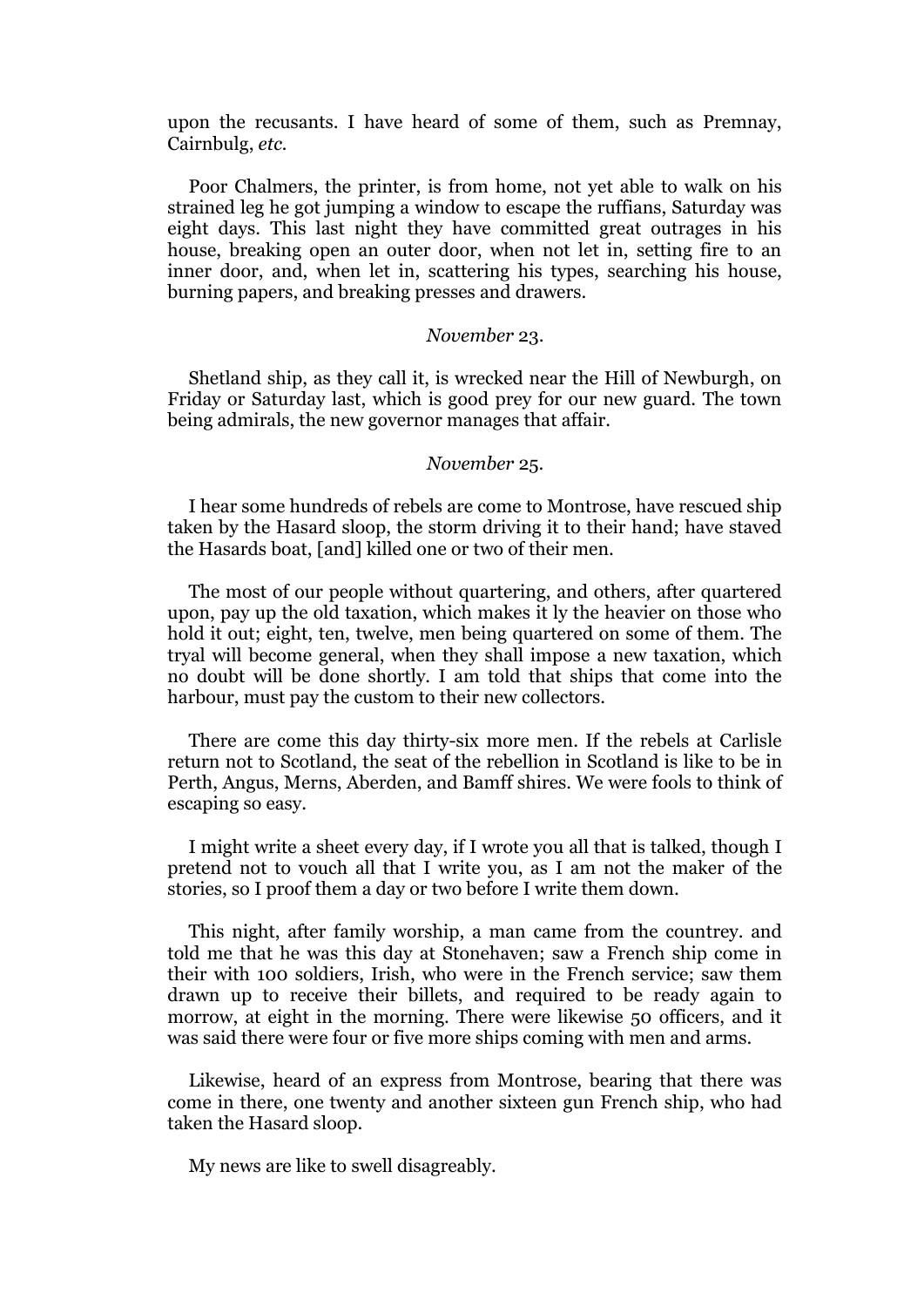upon the recusants. I have heard of some of them, such as Premnay, Cairnbulg, *etc.*

Poor Chalmers, the printer, is from home, not yet able to walk on his strained leg he got jumping a window to escape the ruffians, Saturday was eight days. This last night they have committed great outrages in his house, breaking open an outer door, when not let in, setting fire to an inner door, and, when let in, scattering his types, searching his house, burning papers, and breaking presses and drawers.

*November* 23.

Shetland ship, as they call it, is wrecked near the Hill of Newburgh, on Friday or Saturday last, which is good prey for our new guard. The town being admirals, the new governor manages that affair.

*November* 25.

I hear some hundreds of rebels are come to Montrose, have rescued ship taken by the Hasard sloop, the storm driving it to their hand; have staved the Hasards boat, [and] killed one or two of their men.

The most of our people without quartering, and others, after quartered upon, pay up the old taxation, which makes it ly the heavier on those who hold it out; eight, ten, twelve, men being quartered on some of them. The tryal will become general, when they shall impose a new taxation, which no doubt will be done shortly. I am told that ships that come into the harbour, must pay the custom to their new collectors.

There are come this day thirty-six more men. If the rebels at Carlisle return not to Scotland, the seat of the rebellion in Scotland is like to be in Perth, Angus, Merns, Aberden, and Bamff shires. We were fools to think of escaping so easy.

I might write a sheet every day, if I wrote you all that is talked, though I pretend not to vouch all that I write you, as I am not the maker of the stories, so I proof them a day or two before I write them down.

This night, after family worship, a man came from the countrey. and told me that he was this day at Stonehaven; saw a French ship come in their with 100 soldiers, Irish, who were in the French service; saw them drawn up to receive their billets, and required to be ready again to morrow, at eight in the morning. There were likewise 50 officers, and it was said there were four or five more ships coming with men and arms.

Likewise, heard of an express from Montrose, bearing that there was come in there, one twenty and another sixteen gun French ship, who had taken the Hasard sloop.

My news are like to swell disagreably.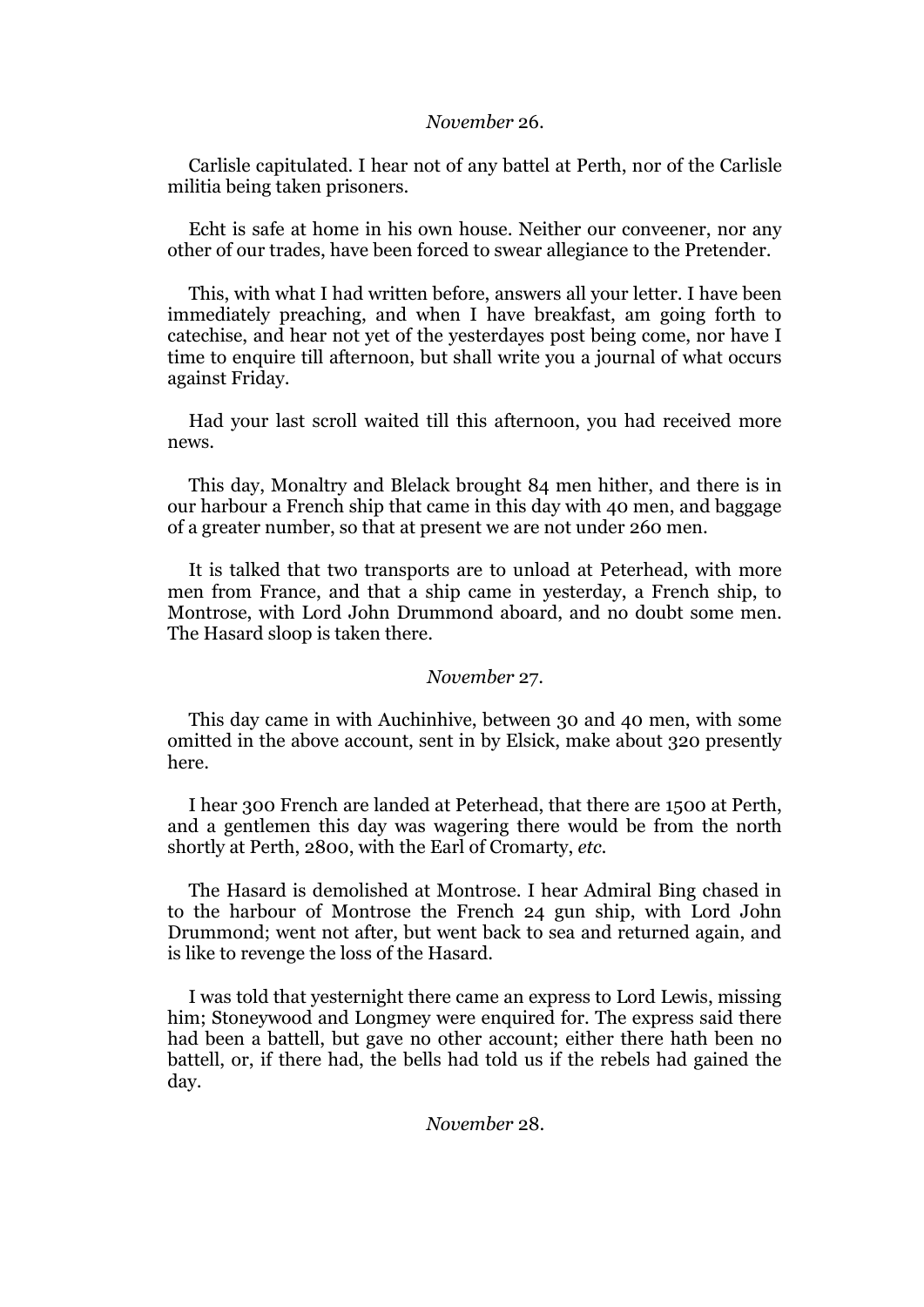*November* 26.

Carlisle capitulated. I hear not of any battel at Perth, nor of the Carlisle militia being taken prisoners.

Echt is safe at home in his own house. Neither our conveener, nor any other of our trades, have been forced to swear allegiance to the Pretender.

This, with what I had written before, answers all your letter. I have been immediately preaching, and when I have breakfast, am going forth to catechise, and hear not yet of the yesterdayes post being come, nor have I time to enquire till afternoon, but shall write you a journal of what occurs against Friday.

Had your last scroll waited till this afternoon, you had received more news.

This day, Monaltry and Blelack brought 84 men hither, and there is in our harbour a French ship that came in this day with 40 men, and baggage of a greater number, so that at present we are not under 260 men.

It is talked that two transports are to unload at Peterhead, with more men from France, and that a ship came in yesterday, a French ship, to Montrose, with Lord John Drummond aboard, and no doubt some men. The Hasard sloop is taken there.

*November* 27.

This day came in with Auchinhive, between 30 and 40 men, with some omitted in the above account, sent in by Elsick, make about 320 presently here.

I hear 300 French are landed at Peterhead, that there are 1500 at Perth, and a gentlemen this day was wagering there would be from the north shortly at Perth, 2800, with the Earl of Cromarty, *etc.*

The Hasard is demolished at Montrose. I hear Admiral Bing chased in to the harbour of Montrose the French 24 gun ship, with Lord John Drummond; went not after, but went back to sea and returned again, and is like to revenge the loss of the Hasard.

I was told that yesternight there came an express to Lord Lewis, missing him; Stoneywood and Longmey were enquired for. The express said there had been a battell, but gave no other account; either there hath been no battell, or, if there had, the bells had told us if the rebels had gained the day.

*November* 28.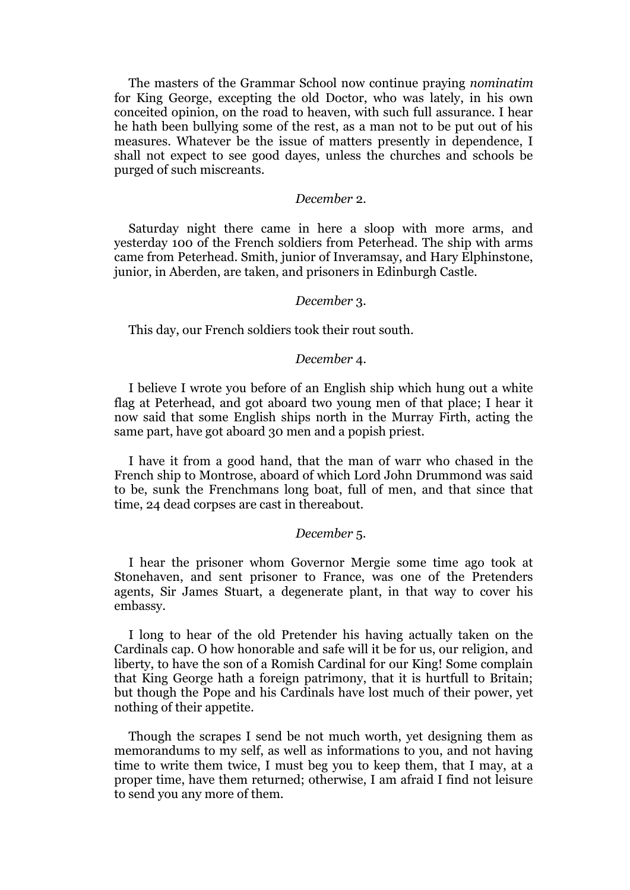The masters of the Grammar School now continue praying *nominatim* for King George, excepting the old Doctor, who was lately, in his own conceited opinion, on the road to heaven, with such full assurance. I hear he hath been bullying some of the rest, as a man not to be put out of his measures. Whatever be the issue of matters presently in dependence, I shall not expect to see good dayes, unless the churches and schools be purged of such miscreants.

*December* 2.

Saturday night there came in here a sloop with more arms, and yesterday 100 of the French soldiers from Peterhead. The ship with arms came from Peterhead. Smith, junior of Inveramsay, and Hary Elphinstone, junior, in Aberden, are taken, and prisoners in Edinburgh Castle.

*December* 3.

This day, our French soldiers took their rout south.

*December* 4.

I believe I wrote you before of an English ship which hung out a white flag at Peterhead, and got aboard two young men of that place; I hear it now said that some English ships north in the Murray Firth, acting the same part, have got aboard 30 men and a popish priest.

I have it from a good hand, that the man of warr who chased in the French ship to Montrose, aboard of which Lord John Drummond was said to be, sunk the Frenchmans long boat, full of men, and that since that time, 24 dead corpses are cast in thereabout.

*December* 5.

I hear the prisoner whom Governor Mergie some time ago took at Stonehaven, and sent prisoner to France, was one of the Pretenders agents, Sir James Stuart, a degenerate plant, in that way to cover his embassy.

I long to hear of the old Pretender his having actually taken on the Cardinals cap. O how honorable and safe will it be for us, our religion, and liberty, to have the son of a Romish Cardinal for our King! Some complain that King George hath a foreign patrimony, that it is hurtfull to Britain; but though the Pope and his Cardinals have lost much of their power, yet nothing of their appetite.

Though the scrapes I send be not much worth, yet designing them as memorandums to my self, as well as informations to you, and not having time to write them twice, I must beg you to keep them, that I may, at a proper time, have them returned; otherwise, I am afraid I find not leisure to send you any more of them.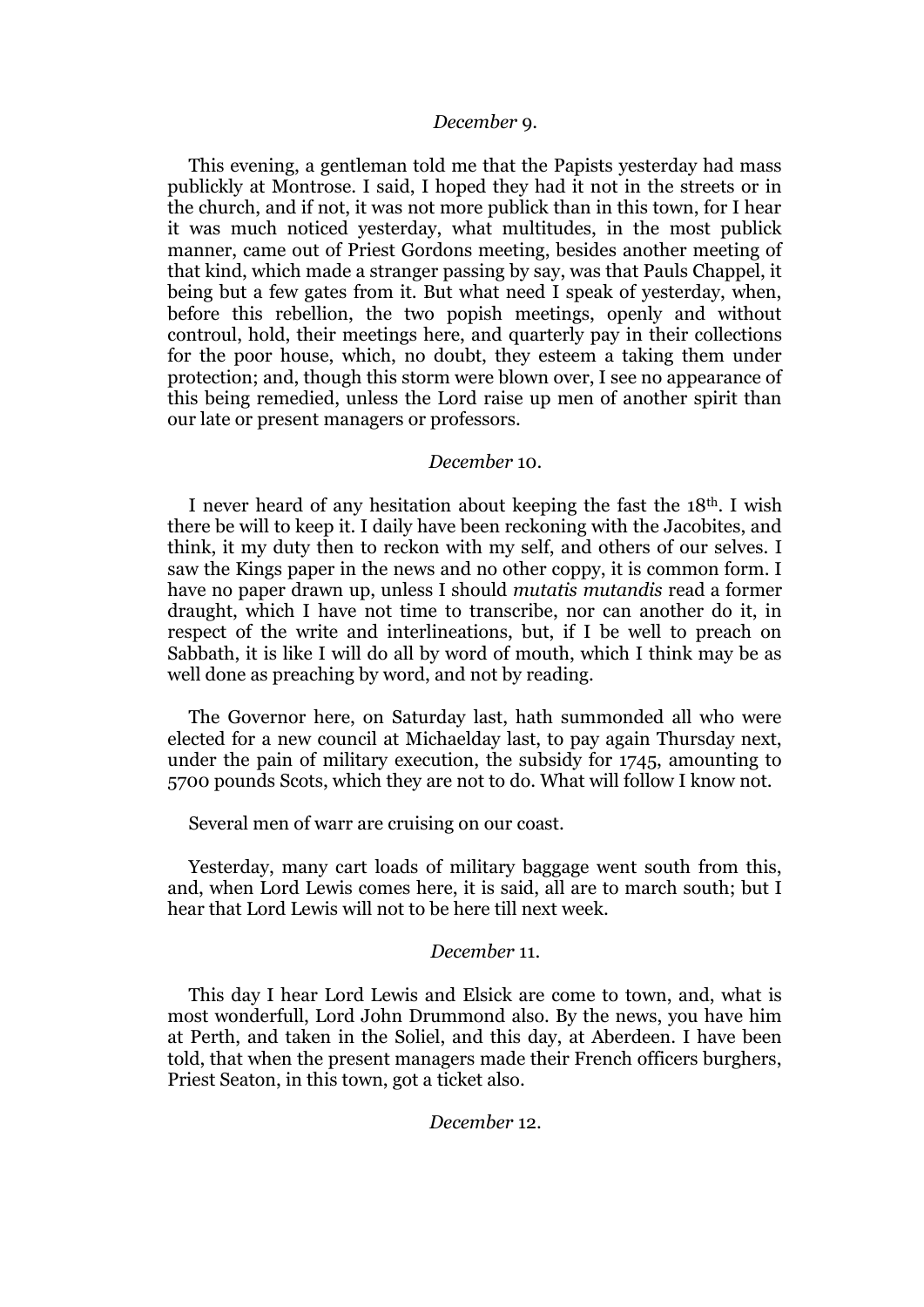*December* 9.

This evening, a gentleman told me that the Papists yesterday had mass publickly at Montrose. I said, I hoped they had it not in the streets or in the church, and if not, it was not more publick than in this town, for I hear it was much noticed yesterday, what multitudes, in the most publick manner, came out of Priest Gordons meeting, besides another meeting of that kind, which made a stranger passing by say, was that Pauls Chappel, it being but a few gates from it. But what need I speak of yesterday, when, before this rebellion, the two popish meetings, openly and without controul, hold, their meetings here, and quarterly pay in their collections for the poor house, which, no doubt, they esteem a taking them under protection; and, though this storm were blown over, I see no appearance of this being remedied, unless the Lord raise up men of another spirit than our late or present managers or professors.

*December* 10.

I never heard of any hesitation about keeping the fast the 18th. I wish there be will to keep it. I daily have been reckoning with the Jacobites, and think, it my duty then to reckon with my self, and others of our selves. I saw the Kings paper in the news and no other coppy, it is common form. I have no paper drawn up, unless I should *mutatis mutandis* read a former draught, which I have not time to transcribe, nor can another do it, in respect of the write and interlineations, but, if I be well to preach on Sabbath, it is like I will do all by word of mouth, which I think may be as well done as preaching by word, and not by reading.

The Governor here, on Saturday last, hath summonded all who were elected for a new council at Michaelday last, to pay again Thursday next, under the pain of military execution, the subsidy for 1745, amounting to 5700 pounds Scots, which they are not to do. What will follow I know not.

Several men of warr are cruising on our coast.

Yesterday, many cart loads of military baggage went south from this, and, when Lord Lewis comes here, it is said, all are to march south; but I hear that Lord Lewis will not to be here till next week.

*December* 11.

This day I hear Lord Lewis and Elsick are come to town, and, what is most wonderfull, Lord John Drummond also. By the news, you have him at Perth, and taken in the Soliel, and this day, at Aberdeen. I have been told, that when the present managers made their French officers burghers, Priest Seaton, in this town, got a ticket also.

*December* 12.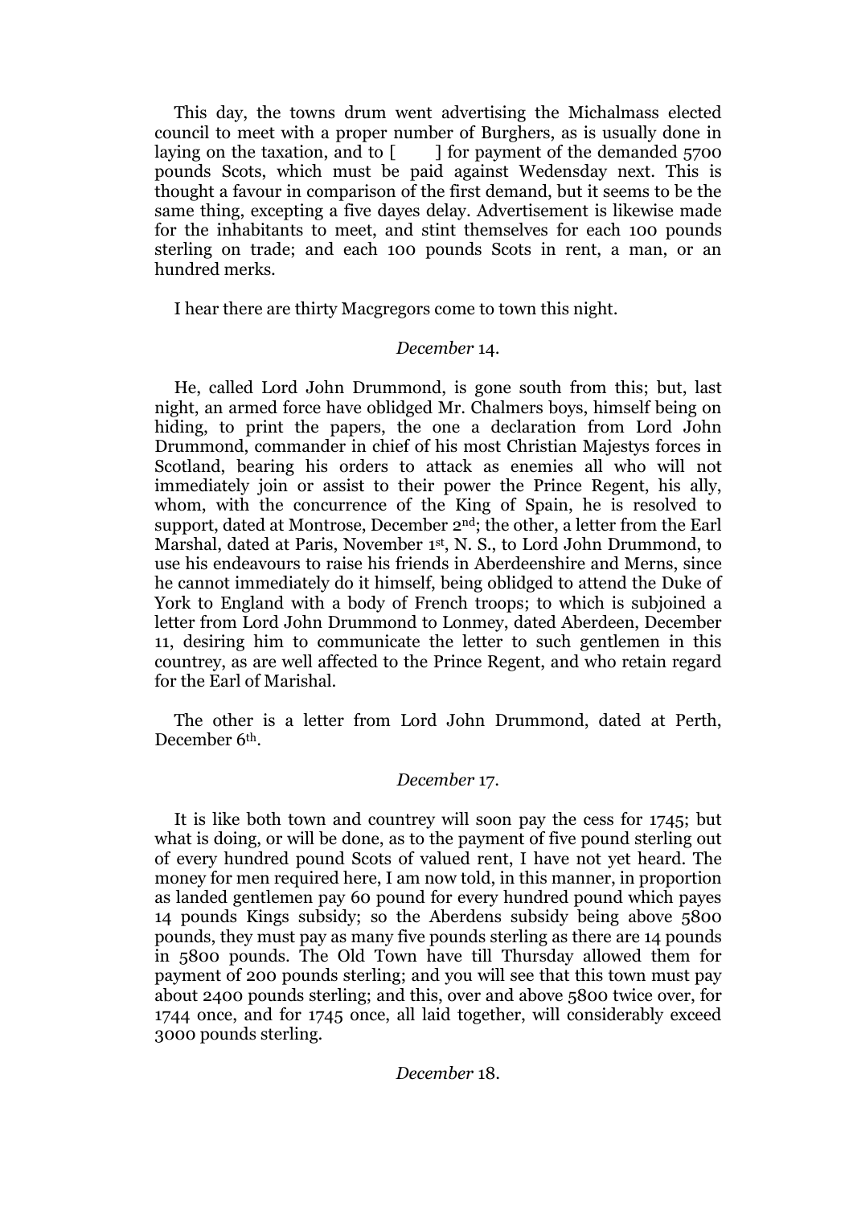This day, the towns drum went advertising the Michalmass elected council to meet with a proper number of Burghers, as is usually done in laying on the taxation, and to [      ] for payment of the demanded 5700 pounds Scots, which must be paid against Wedensday next. This is thought a favour in comparison of the first demand, but it seems to be the same thing, excepting a five dayes delay. Advertisement is likewise made for the inhabitants to meet, and stint themselves for each 100 pounds sterling on trade; and each 100 pounds Scots in rent, a man, or an hundred merks.

I hear there are thirty Macgregors come to town this night.

*December* 14.

He, called Lord John Drummond, is gone south from this; but, last night, an armed force have oblidged Mr. Chalmers boys, himself being on hiding, to print the papers, the one a declaration from Lord John Drummond, commander in chief of his most Christian Majestys forces in Scotland, bearing his orders to attack as enemies all who will not immediately join or assist to their power the Prince Regent, his ally, whom, with the concurrence of the King of Spain, he is resolved to support, dated at Montrose, December 2nd; the other, a letter from the Earl Marshal, dated at Paris, November 1st, N. S., to Lord John Drummond, to use his endeavours to raise his friends in Aberdeenshire and Merns, since he cannot immediately do it himself, being oblidged to attend the Duke of York to England with a body of French troops; to which is subjoined a letter from Lord John Drummond to Lonmey, dated Aberdeen, December 11, desiring him to communicate the letter to such gentlemen in this countrey, as are well affected to the Prince Regent, and who retain regard for the Earl of Marishal.

The other is a letter from Lord John Drummond, dated at Perth, December 6th.

*December* 17.

It is like both town and countrey will soon pay the cess for 1745; but what is doing, or will be done, as to the payment of five pound sterling out of every hundred pound Scots of valued rent, I have not yet heard. The money for men required here, I am now told, in this manner, in proportion as landed gentlemen pay 60 pound for every hundred pound which payes 14 pounds Kings subsidy; so the Aberdens subsidy being above 5800 pounds, they must pay as many five pounds sterling as there are 14 pounds in 5800 pounds. The Old Town have till Thursday allowed them for payment of 200 pounds sterling; and you will see that this town must pay about 2400 pounds sterling; and this, over and above 5800 twice over, for 1744 once, and for 1745 once, all laid together, will considerably exceed 3000 pounds sterling.

*December* 18.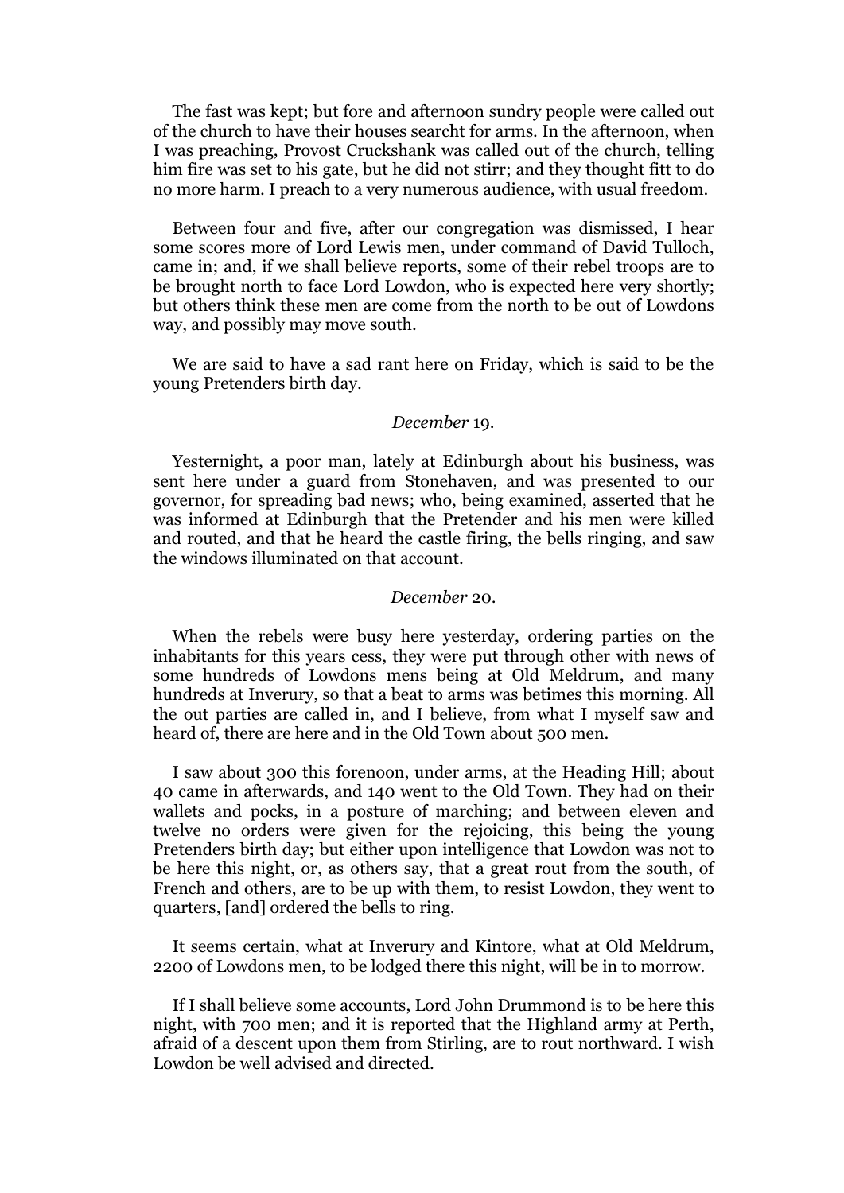The fast was kept; but fore and afternoon sundry people were called out of the church to have their houses searcht for arms. In the afternoon, when I was preaching, Provost Cruckshank was called out of the church, telling him fire was set to his gate, but he did not stirr; and they thought fitt to do no more harm. I preach to a very numerous audience, with usual freedom.

Between four and five, after our congregation was dismissed, I hear some scores more of Lord Lewis men, under command of David Tulloch, came in; and, if we shall believe reports, some of their rebel troops are to be brought north to face Lord Lowdon, who is expected here very shortly; but others think these men are come from the north to be out of Lowdons way, and possibly may move south.

We are said to have a sad rant here on Friday, which is said to be the young Pretenders birth day.

*December* 19.

Yesternight, a poor man, lately at Edinburgh about his business, was sent here under a guard from Stonehaven, and was presented to our governor, for spreading bad news; who, being examined, asserted that he was informed at Edinburgh that the Pretender and his men were killed and routed, and that he heard the castle firing, the bells ringing, and saw the windows illuminated on that account.

*December* 20.

When the rebels were busy here yesterday, ordering parties on the inhabitants for this years cess, they were put through other with news of some hundreds of Lowdons mens being at Old Meldrum, and many hundreds at Inverury, so that a beat to arms was betimes this morning. All the out parties are called in, and I believe, from what I myself saw and heard of, there are here and in the Old Town about 500 men.

I saw about 300 this forenoon, under arms, at the Heading Hill; about 40 came in afterwards, and 140 went to the Old Town. They had on their wallets and pocks, in a posture of marching; and between eleven and twelve no orders were given for the rejoicing, this being the young Pretenders birth day; but either upon intelligence that Lowdon was not to be here this night, or, as others say, that a great rout from the south, of French and others, are to be up with them, to resist Lowdon, they went to quarters, [and] ordered the bells to ring.

It seems certain, what at Inverury and Kintore, what at Old Meldrum, 2200 of Lowdons men, to be lodged there this night, will be in to morrow.

If I shall believe some accounts, Lord John Drummond is to be here this night, with 700 men; and it is reported that the Highland army at Perth, afraid of a descent upon them from Stirling, are to rout northward. I wish Lowdon be well advised and directed.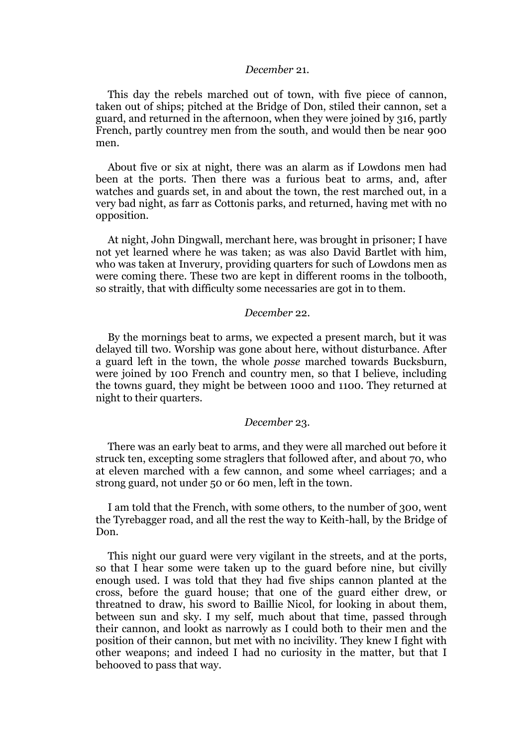*December* 21.

This day the rebels marched out of town, with five piece of cannon, taken out of ships; pitched at the Bridge of Don, stiled their cannon, set a guard, and returned in the afternoon, when they were joined by 316, partly French, partly countrey men from the south, and would then be near 900 men.

About five or six at night, there was an alarm as if Lowdons men had been at the ports. Then there was a furious beat to arms, and, after watches and guards set, in and about the town, the rest marched out, in a very bad night, as farr as Cottonis parks, and returned, having met with no opposition.

At night, John Dingwall, merchant here, was brought in prisoner; I have not yet learned where he was taken; as was also David Bartlet with him, who was taken at Inverury, providing quarters for such of Lowdons men as were coming there. These two are kept in different rooms in the tolbooth, so straitly, that with difficulty some necessaries are got in to them.

*December* 22.

By the mornings beat to arms, we expected a present march, but it was delayed till two. Worship was gone about here, without disturbance. After a guard left in the town, the whole *posse* marched towards Bucksburn, were joined by 100 French and country men, so that I believe, including the towns guard, they might be between 1000 and 1100. They returned at night to their quarters.

*December* 23.

There was an early beat to arms, and they were all marched out before it struck ten, excepting some straglers that followed after, and about 70, who at eleven marched with a few cannon, and some wheel carriages; and a strong guard, not under 50 or 60 men, left in the town.

I am told that the French, with some others, to the number of 300, went the Tyrebagger road, and all the rest the way to Keith-hall, by the Bridge of Don.

This night our guard were very vigilant in the streets, and at the ports, so that I hear some were taken up to the guard before nine, but civilly enough used. I was told that they had five ships cannon planted at the cross, before the guard house; that one of the guard either drew, or threatned to draw, his sword to Baillie Nicol, for looking in about them, between sun and sky. I my self, much about that time, passed through their cannon, and lookt as narrowly as I could both to their men and the position of their cannon, but met with no incivility. They knew I fight with other weapons; and indeed I had no curiosity in the matter, but that I behooved to pass that way.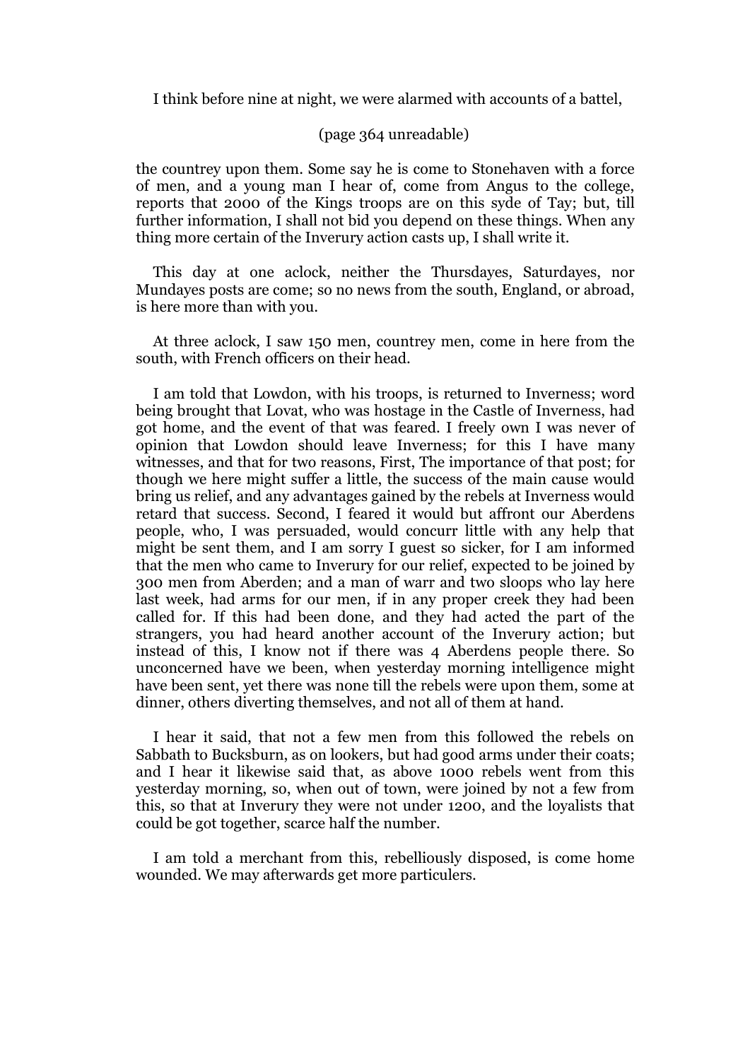I think before nine at night, we were alarmed with accounts of a battel,

(page 364 unreadable)

the countrey upon them. Some say he is come to Stonehaven with a force of men, and a young man I hear of, come from Angus to the college, reports that 2000 of the Kings troops are on this syde of Tay; but, till further information, I shall not bid you depend on these things. When any thing more certain of the Inverury action casts up, I shall write it.

This day at one aclock, neither the Thursdayes, Saturdayes, nor Mundayes posts are come; so no news from the south, England, or abroad, is here more than with you.

At three aclock, I saw 150 men, countrey men, come in here from the south, with French officers on their head.

I am told that Lowdon, with his troops, is returned to Inverness; word being brought that Lovat, who was hostage in the Castle of Inverness, had got home, and the event of that was feared. I freely own I was never of opinion that Lowdon should leave Inverness; for this I have many witnesses, and that for two reasons, First, The importance of that post; for though we here might suffer a little, the success of the main cause would bring us relief, and any advantages gained by the rebels at Inverness would retard that success. Second, I feared it would but affront our Aberdens people, who, I was persuaded, would concurr little with any help that might be sent them, and I am sorry I guest so sicker, for I am informed that the men who came to Inverury for our relief, expected to be joined by 300 men from Aberden; and a man of warr and two sloops who lay here last week, had arms for our men, if in any proper creek they had been called for. If this had been done, and they had acted the part of the strangers, you had heard another account of the Inverury action; but instead of this, I know not if there was 4 Aberdens people there. So unconcerned have we been, when yesterday morning intelligence might have been sent, yet there was none till the rebels were upon them, some at dinner, others diverting themselves, and not all of them at hand.

I hear it said, that not a few men from this followed the rebels on Sabbath to Bucksburn, as on lookers, but had good arms under their coats; and I hear it likewise said that, as above 1000 rebels went from this yesterday morning, so, when out of town, were joined by not a few from this, so that at Inverury they were not under 1200, and the loyalists that could be got together, scarce half the number.

I am told a merchant from this, rebelliously disposed, is come home wounded. We may afterwards get more particulers.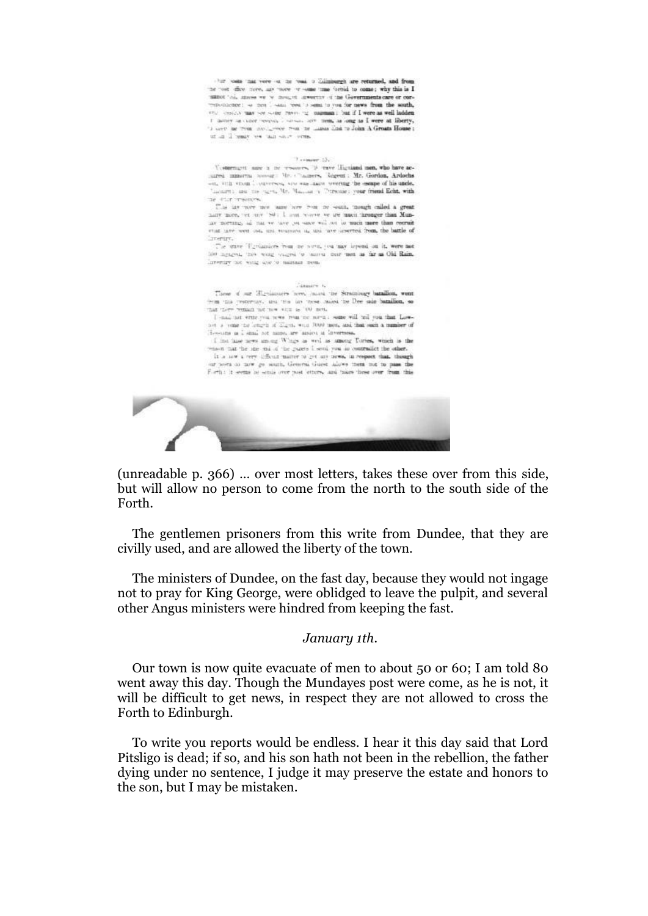(unreadable p. 366) ... over most letters, takes these over from this side, but will allow no person to come from the north to the south side of the Forth.

The gentlemen prisoners from this write from Dundee, that they are civilly used, and are allowed the liberty of the town.

The ministers of Dundee, on the fast day, because they would not ingage not to pray for King George, were oblidged to leave the pulpit, and several other Angus ministers were hindred from keeping the fast.

*January 1th.*

Our town is now quite evacuate of men to about 50 or 60; I am told 80 went away this day. Though the Mundayes post were come, as he is not, it will be difficult to get news, in respect they are not allowed to cross the Forth to Edinburgh.

To write you reports would be endless. I hear it this day said that Lord Pitsligo is dead; if so, and his son hath not been in the rebellion, the father dying under no sentence, I judge it may preserve the estate and honors to the son, but I may be mistaken.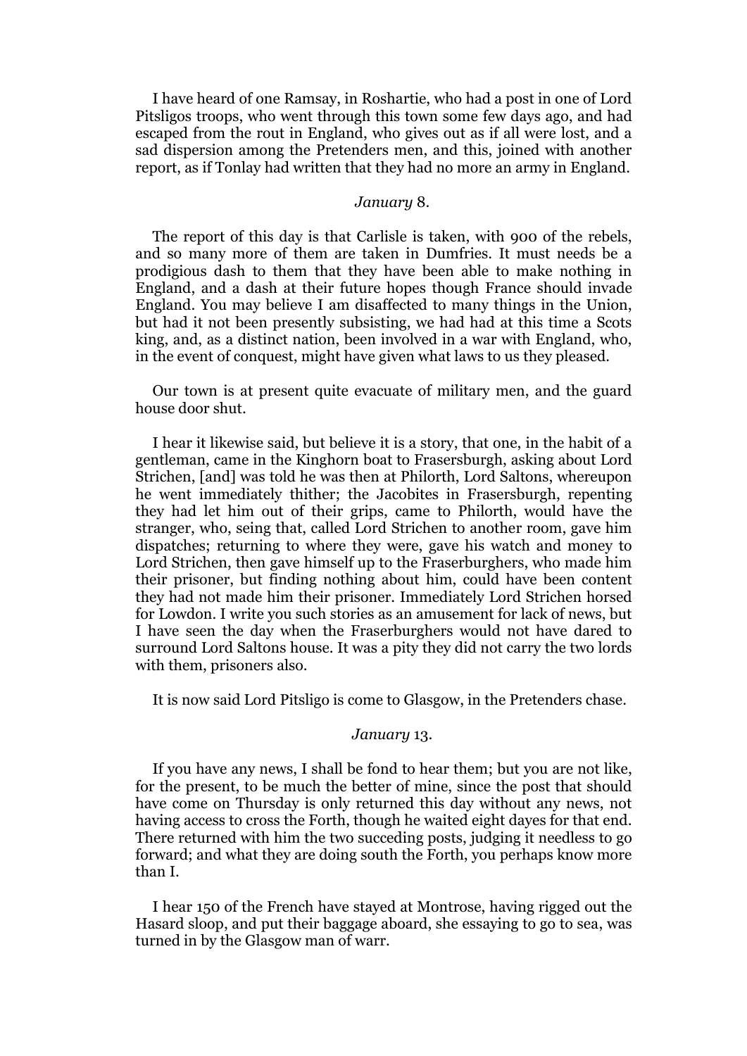I have heard of one Ramsay, in Roshartie, who had a post in one of Lord Pitsligos troops, who went through this town some few days ago, and had escaped from the rout in England, who gives out as if all were lost, and a sad dispersion among the Pretenders men, and this, joined with another report, as if Tonlay had written that they had no more an army in England.

*January* 8.

The report of this day is that Carlisle is taken, with 900 of the rebels, and so many more of them are taken in Dumfries. It must needs be a prodigious dash to them that they have been able to make nothing in England, and a dash at their future hopes though France should invade England. You may believe I am disaffected to many things in the Union, but had it not been presently subsisting, we had had at this time a Scots king, and, as a distinct nation, been involved in a war with England, who, in the event of conquest, might have given what laws to us they pleased.

Our town is at present quite evacuate of military men, and the guard house door shut.

I hear it likewise said, but believe it is a story, that one, in the habit of a gentleman, came in the Kinghorn boat to Frasersburgh, asking about Lord Strichen, [and] was told he was then at Philorth, Lord Saltons, whereupon he went immediately thither; the Jacobites in Frasersburgh, repenting they had let him out of their grips, came to Philorth, would have the stranger, who, seing that, called Lord Strichen to another room, gave him dispatches; returning to where they were, gave his watch and money to Lord Strichen, then gave himself up to the Fraserburghers, who made him their prisoner, but finding nothing about him, could have been content they had not made him their prisoner. Immediately Lord Strichen horsed for Lowdon. I write you such stories as an amusement for lack of news, but I have seen the day when the Fraserburghers would not have dared to surround Lord Saltons house. It was a pity they did not carry the two lords with them, prisoners also.

It is now said Lord Pitsligo is come to Glasgow, in the Pretenders chase.

*January* 13.

If you have any news, I shall be fond to hear them; but you are not like, for the present, to be much the better of mine, since the post that should have come on Thursday is only returned this day without any news, not having access to cross the Forth, though he waited eight dayes for that end. There returned with him the two succeding posts, judging it needless to go forward; and what they are doing south the Forth, you perhaps know more than I.

I hear 150 of the French have stayed at Montrose, having rigged out the Hasard sloop, and put their baggage aboard, she essaying to go to sea, was turned in by the Glasgow man of warr.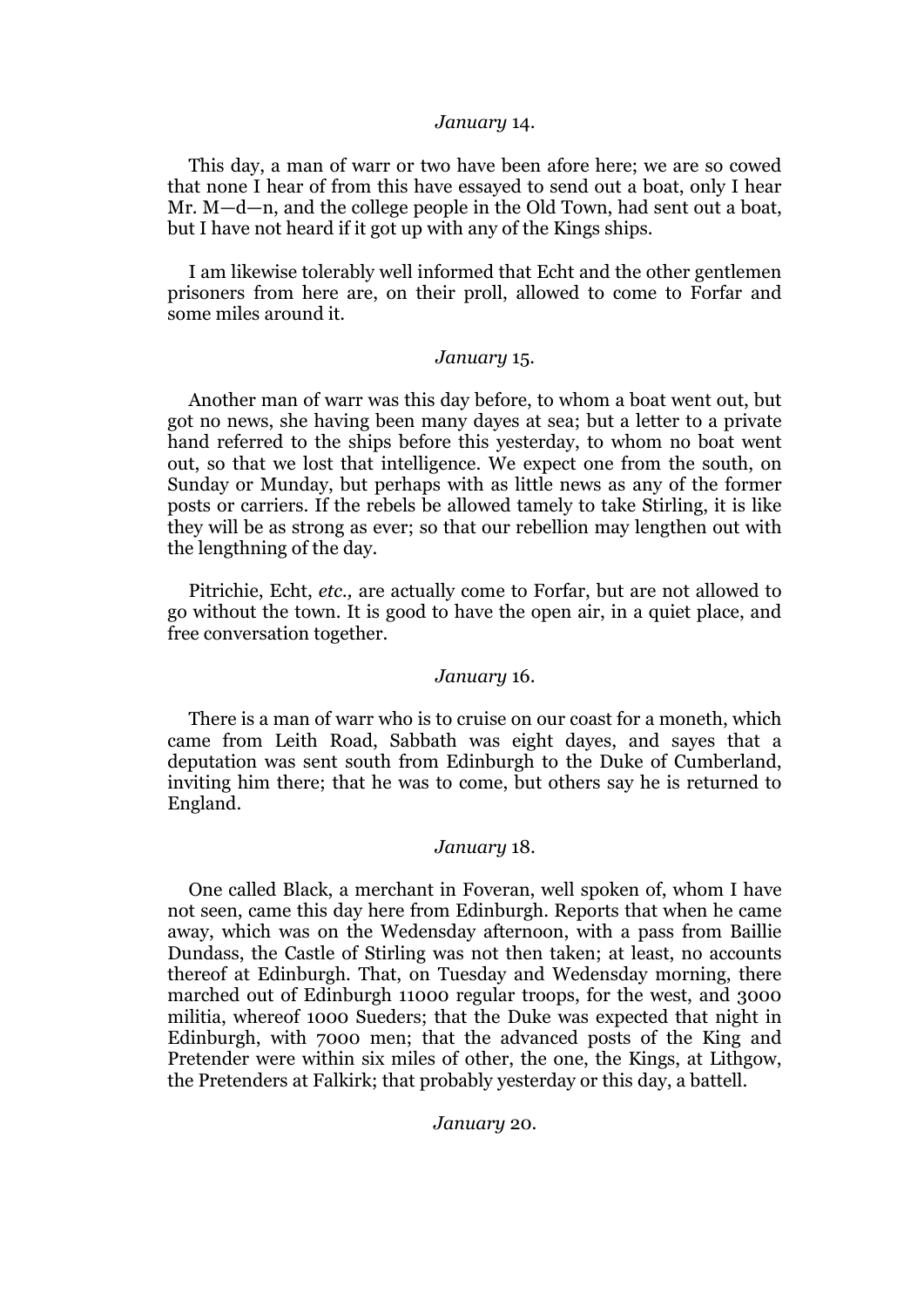*January* 14.

This day, a man of warr or two have been afore here; we are so cowed that none I hear of from this have essayed to send out a boat, only I hear Mr. M—d—n, and the college people in the Old Town, had sent out a boat, but I have not heard if it got up with any of the Kings ships.

I am likewise tolerably well informed that Echt and the other gentlemen prisoners from here are, on their proll, allowed to come to Forfar and some miles around it.

*January* 15.

Another man of warr was this day before, to whom a boat went out, but got no news, she having been many dayes at sea; but a letter to a private hand referred to the ships before this yesterday, to whom no boat went out, so that we lost that intelligence. We expect one from the south, on Sunday or Munday, but perhaps with as little news as any of the former posts or carriers. If the rebels be allowed tamely to take Stirling, it is like they will be as strong as ever; so that our rebellion may lengthen out with the lengthning of the day.

Pitrichie, Echt, *etc.,* are actually come to Forfar, but are not allowed to go without the town. It is good to have the open air, in a quiet place, and free conversation together.

*January* 16.

There is a man of warr who is to cruise on our coast for a moneth, which came from Leith Road, Sabbath was eight dayes, and sayes that a deputation was sent south from Edinburgh to the Duke of Cumberland, inviting him there; that he was to come, but others say he is returned to England.

*January* 18.

One called Black, a merchant in Foveran, well spoken of, whom I have not seen, came this day here from Edinburgh. Reports that when he came away, which was on the Wedensday afternoon, with a pass from Baillie Dundass, the Castle of Stirling was not then taken; at least, no accounts thereof at Edinburgh. That, on Tuesday and Wedensday morning, there marched out of Edinburgh 11000 regular troops, for the west, and 3000 militia, whereof 1000 Sueders; that the Duke was expected that night in Edinburgh, with 7000 men; that the advanced posts of the King and Pretender were within six miles of other, the one, the Kings, at Lithgow, the Pretenders at Falkirk; that probably yesterday or this day, a battell.

*January* 20.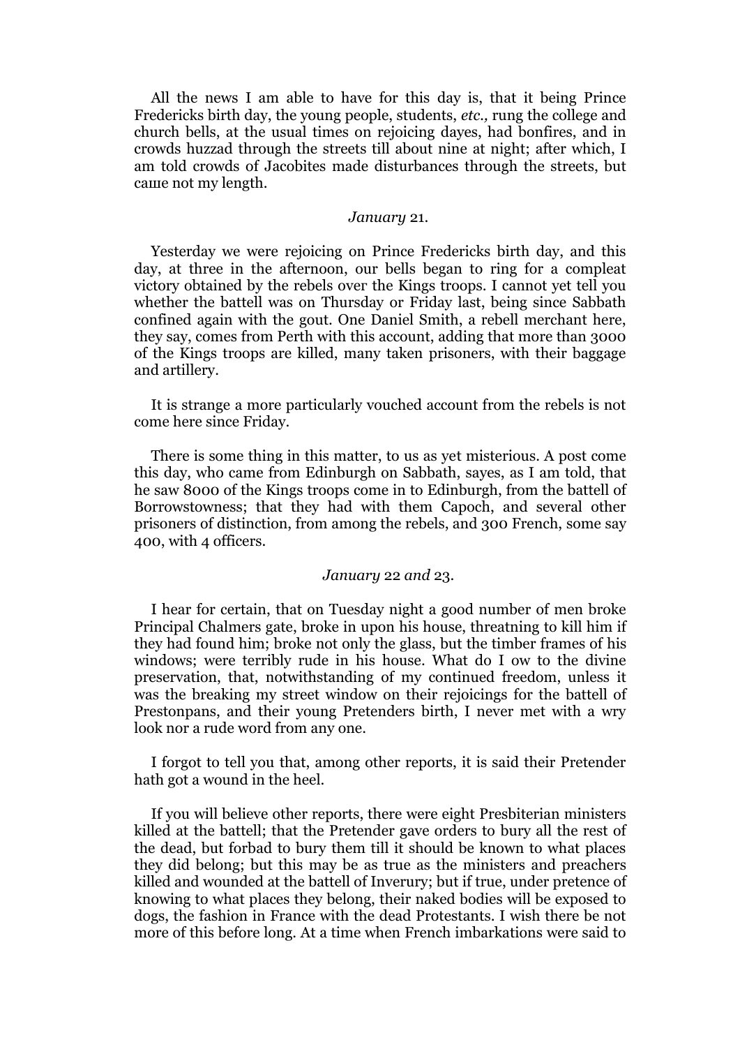All the news I am able to have for this day is, that it being Prince Fredericks birth day, the young people, students, *etc.,* rung the college and church bells, at the usual times on rejoicing dayes, had bonfires, and in crowds huzzad through the streets till about nine at night; after which, I am told crowds of Jacobites made disturbances through the streets, but саше not my length.

*January* 21.

Yesterday we were rejoicing on Prince Fredericks birth day, and this day, at three in the afternoon, our bells began to ring for a compleat victory obtained by the rebels over the Kings troops. I cannot yet tell you whether the battell was on Thursday or Friday last, being since Sabbath confined again with the gout. One Daniel Smith, a rebell merchant here, they say, comes from Perth with this account, adding that more than 3000 of the Kings troops are killed, many taken prisoners, with their baggage and artillery.

It is strange a more particularly vouched account from the rebels is not come here since Friday.

There is some thing in this matter, to us as yet misterious. A post come this day, who came from Edinburgh on Sabbath, sayes, as I am told, that he saw 8000 of the Kings troops come in to Edinburgh, from the battell of Borrowstowness; that they had with them Capoch, and several other prisoners of distinction, from among the rebels, and 300 French, some say 400, with 4 officers.

*January* 22 *and* 23.

I hear for certain, that on Tuesday night a good number of men broke Principal Chalmers gate, broke in upon his house, threatning to kill him if they had found him; broke not only the glass, but the timber frames of his windows; were terribly rude in his house. What do I ow to the divine preservation, that, notwithstanding of my continued freedom, unless it was the breaking my street window on their rejoicings for the battell of Prestonpans, and their young Pretenders birth, I never met with a wry look nor a rude word from any one.

I forgot to tell you that, among other reports, it is said their Pretender hath got a wound in the heel.

If you will believe other reports, there were eight Presbiterian ministers killed at the battell; that the Pretender gave orders to bury all the rest of the dead, but forbad to bury them till it should be known to what places they did belong; but this may be as true as the ministers and preachers killed and wounded at the battell of Inverury; but if true, under pretence of knowing to what places they belong, their naked bodies will be exposed to dogs, the fashion in France with the dead Protestants. I wish there be not more of this before long. At a time when French imbarkations were said to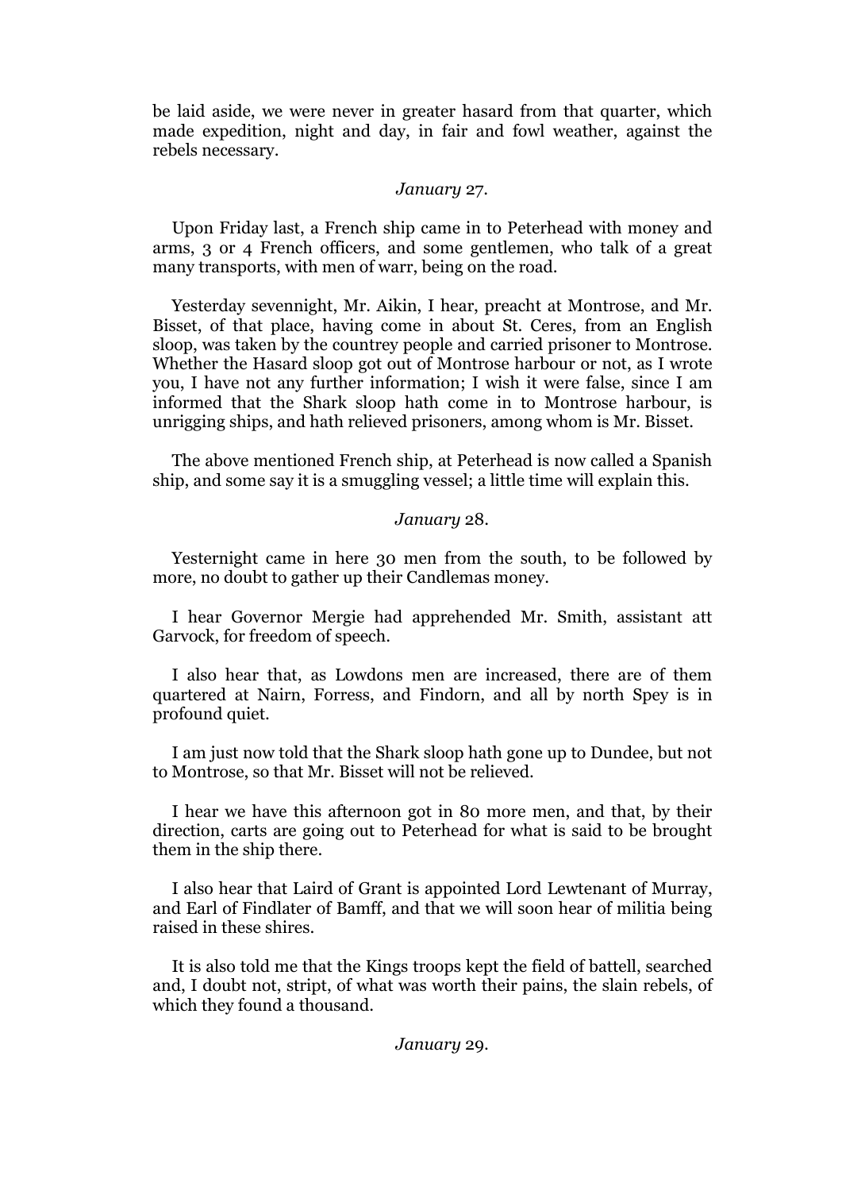be laid aside, we were never in greater hasard from that quarter, which made expedition, night and day, in fair and fowl weather, against the rebels necessary.

*January* 27.

Upon Friday last, a French ship came in to Peterhead with money and arms, 3 or 4 French officers, and some gentlemen, who talk of a great many transports, with men of warr, being on the road.

Yesterday sevennight, Mr. Aikin, I hear, preacht at Montrose, and Mr. Bisset, of that place, having come in about St. Ceres, from an English sloop, was taken by the countrey people and carried prisoner to Montrose. Whether the Hasard sloop got out of Montrose harbour or not, as I wrote you, I have not any further information; I wish it were false, since I am informed that the Shark sloop hath come in to Montrose harbour, is unrigging ships, and hath relieved prisoners, among whom is Mr. Bisset.

The above mentioned French ship, at Peterhead is now called a Spanish ship, and some say it is a smuggling vessel; a little time will explain this.

*January* 28.

Yesternight came in here 30 men from the south, to be followed by more, no doubt to gather up their Candlemas money.

I hear Governor Mergie had apprehended Mr. Smith, assistant att Garvock, for freedom of speech.

I also hear that, as Lowdons men are increased, there are of them quartered at Nairn, Forress, and Findorn, and all by north Spey is in profound quiet.

I am just now told that the Shark sloop hath gone up to Dundee, but not to Montrose, so that Mr. Bisset will not be relieved.

I hear we have this afternoon got in 80 more men, and that, by their direction, carts are going out to Peterhead for what is said to be brought them in the ship there.

I also hear that Laird of Grant is appointed Lord Lewtenant of Murray, and Earl of Findlater of Bamff, and that we will soon hear of militia being raised in these shires.

It is also told me that the Kings troops kept the field of battell, searched and, I doubt not, stript, of what was worth their pains, the slain rebels, of which they found a thousand.

*January* 29.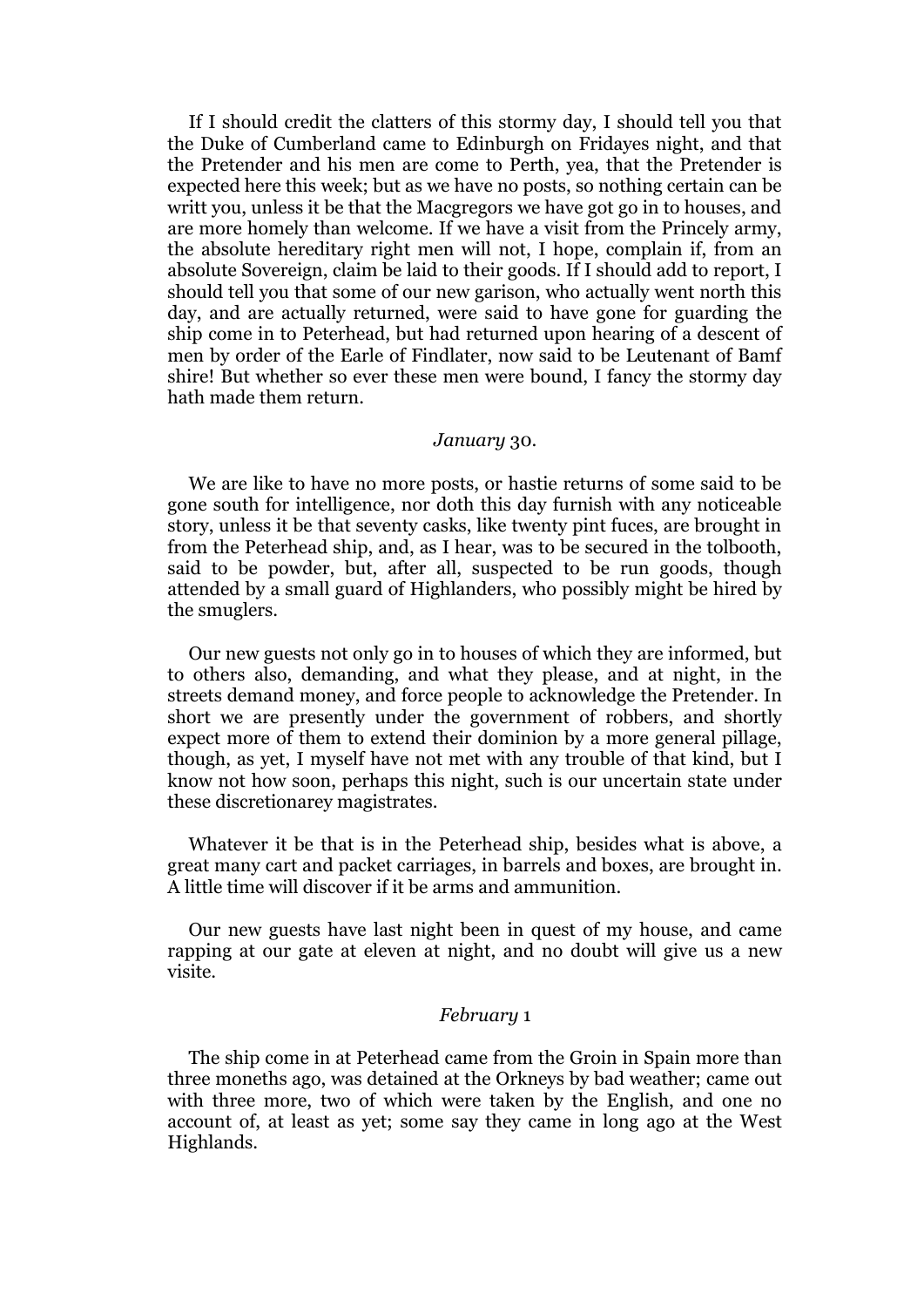If I should credit the clatters of this stormy day, I should tell you that the Duke of Cumberland came to Edinburgh on Fridayes night, and that the Pretender and his men are come to Perth, yea, that the Pretender is expected here this week; but as we have no posts, so nothing certain can be writt you, unless it be that the Macgregors we have got go in to houses, and are more homely than welcome. If we have a visit from the Princely army, the absolute hereditary right men will not, I hope, complain if, from an absolute Sovereign, claim be laid to their goods. If I should add to report, I should tell you that some of our new garison, who actually went north this day, and are actually returned, were said to have gone for guarding the ship come in to Peterhead, but had returned upon hearing of a descent of men by order of the Earle of Findlater, now said to be Leutenant of Bamf shire! But whether so ever these men were bound, I fancy the stormy day hath made them return.

*January* 30.

We are like to have no more posts, or hastie returns of some said to be gone south for intelligence, nor doth this day furnish with any noticeable story, unless it be that seventy casks, like twenty pint fuces, are brought in from the Peterhead ship, and, as I hear, was to be secured in the tolbooth, said to be powder, but, after all, suspected to be run goods, though attended by a small guard of Highlanders, who possibly might be hired by the smuglers.

Our new guests not only go in to houses of which they are informed, but to others also, demanding, and what they please, and at night, in the streets demand money, and force people to acknowledge the Pretender. In short we are presently under the government of robbers, and shortly expect more of them to extend their dominion by a more general pillage, though, as yet, I myself have not met with any trouble of that kind, but I know not how soon, perhaps this night, such is our uncertain state under these discretionarey magistrates.

Whatever it be that is in the Peterhead ship, besides what is above, a great many cart and packet carriages, in barrels and boxes, are brought in. A little time will discover if it be arms and ammunition.

Our new guests have last night been in quest of my house, and came rapping at our gate at eleven at night, and no doubt will give us a new visite.

*February* 1

The ship come in at Peterhead came from the Groin in Spain more than three moneths ago, was detained at the Orkneys by bad weather; came out with three more, two of which were taken by the English, and one no account of, at least as yet; some say they came in long ago at the West Highlands.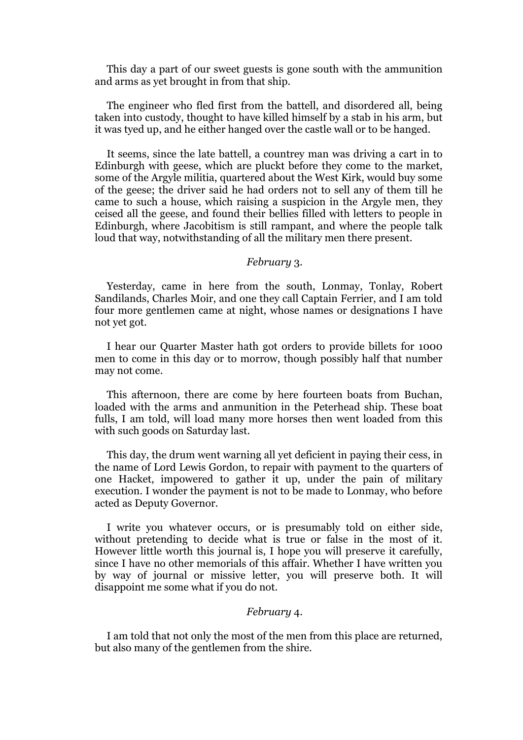This day a part of our sweet guests is gone south with the ammunition and arms as yet brought in from that ship.

The engineer who fled first from the battell, and disordered all, being taken into custody, thought to have killed himself by a stab in his arm, but it was tyed up, and he either hanged over the castle wall or to be hanged.

It seems, since the late battell, a countrey man was driving a cart in to Edinburgh with geese, which are pluckt before they come to the market, some of the Argyle militia, quartered about the West Kirk, would buy some of the geese; the driver said he had orders not to sell any of them till he came to such a house, which raising a suspicion in the Argyle men, they ceised all the geese, and found their bellies filled with letters to people in Edinburgh, where Jacobitism is still rampant, and where the people talk loud that way, notwithstanding of all the military men there present.

*February* 3.

Yesterday, came in here from the south, Lonmay, Tonlay, Robert Sandilands, Charles Moir, and one they call Captain Ferrier, and I am told four more gentlemen came at night, whose names or designations I have not yet got.

I hear our Quarter Master hath got orders to provide billets for 1000 men to come in this day or to morrow, though possibly half that number may not come.

This afternoon, there are come by here fourteen boats from Buchan, loaded with the arms and anmunition in the Peterhead ship. These boat fulls, I am told, will load many more horses then went loaded from this with such goods on Saturday last.

This day, the drum went warning all yet deficient in paying their cess, in the name of Lord Lewis Gordon, to repair with payment to the quarters of one Hacket, impowered to gather it up, under the pain of military execution. I wonder the payment is not to be made to Lonmay, who before acted as Deputy Governor.

I write you whatever occurs, or is presumably told on either side, without pretending to decide what is true or false in the most of it. However little worth this journal is, I hope you will preserve it carefully, since I have no other memorials of this affair. Whether I have written you by way of journal or missive letter, you will preserve both. It will disappoint me some what if you do not.

*February* 4.

I am told that not only the most of the men from this place are returned, but also many of the gentlemen from the shire.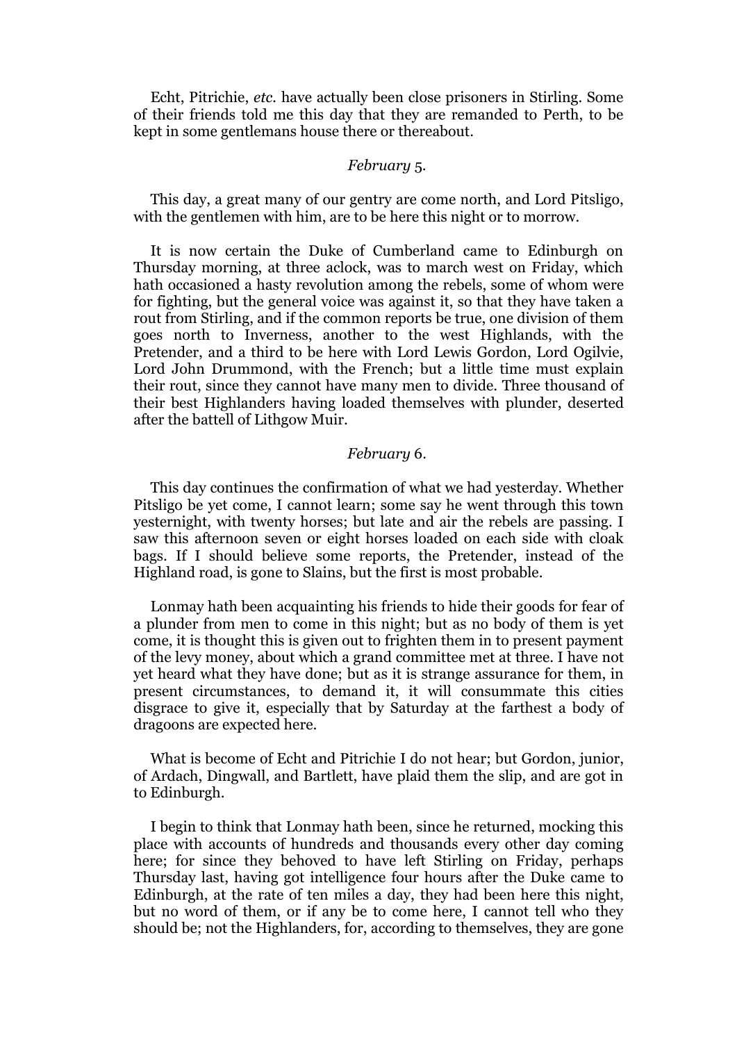Echt, Pitrichie, *etc.* have actually been close prisoners in Stirling. Some of their friends told me this day that they are remanded to Perth, to be kept in some gentlemans house there or thereabout.

*February* 5.

This day, a great many of our gentry are come north, and Lord Pitsligo, with the gentlemen with him, are to be here this night or to morrow.

It is now certain the Duke of Cumberland came to Edinburgh on Thursday morning, at three aclock, was to march west on Friday, which hath occasioned a hasty revolution among the rebels, some of whom were for fighting, but the general voice was against it, so that they have taken a rout from Stirling, and if the common reports be true, one division of them goes north to Inverness, another to the west Highlands, with the Pretender, and a third to be here with Lord Lewis Gordon, Lord Ogilvie, Lord John Drummond, with the French; but a little time must explain their rout, since they cannot have many men to divide. Three thousand of their best Highlanders having loaded themselves with plunder, deserted after the battell of Lithgow Muir.

*February* 6.

This day continues the confirmation of what we had yesterday. Whether Pitsligo be yet come, I cannot learn; some say he went through this town yesternight, with twenty horses; but late and air the rebels are passing. I saw this afternoon seven or eight horses loaded on each side with cloak bags. If I should believe some reports, the Pretender, instead of the Highland road, is gone to Slains, but the first is most probable.

Lonmay hath been acquainting his friends to hide their goods for fear of a plunder from men to come in this night; but as no body of them is yet come, it is thought this is given out to frighten them in to present payment of the levy money, about which a grand committee met at three. I have not yet heard what they have done; but as it is strange assurance for them, in present circumstances, to demand it, it will consummate this cities disgrace to give it, especially that by Saturday at the farthest a body of dragoons are expected here.

What is become of Echt and Pitrichie I do not hear; but Gordon, junior, of Ardach, Dingwall, and Bartlett, have plaid them the slip, and are got in to Edinburgh.

I begin to think that Lonmay hath been, since he returned, mocking this place with accounts of hundreds and thousands every other day coming here; for since they behoved to have left Stirling on Friday, perhaps Thursday last, having got intelligence four hours after the Duke came to Edinburgh, at the rate of ten miles a day, they had been here this night, but no word of them, or if any be to come here, I cannot tell who they should be; not the Highlanders, for, according to themselves, they are gone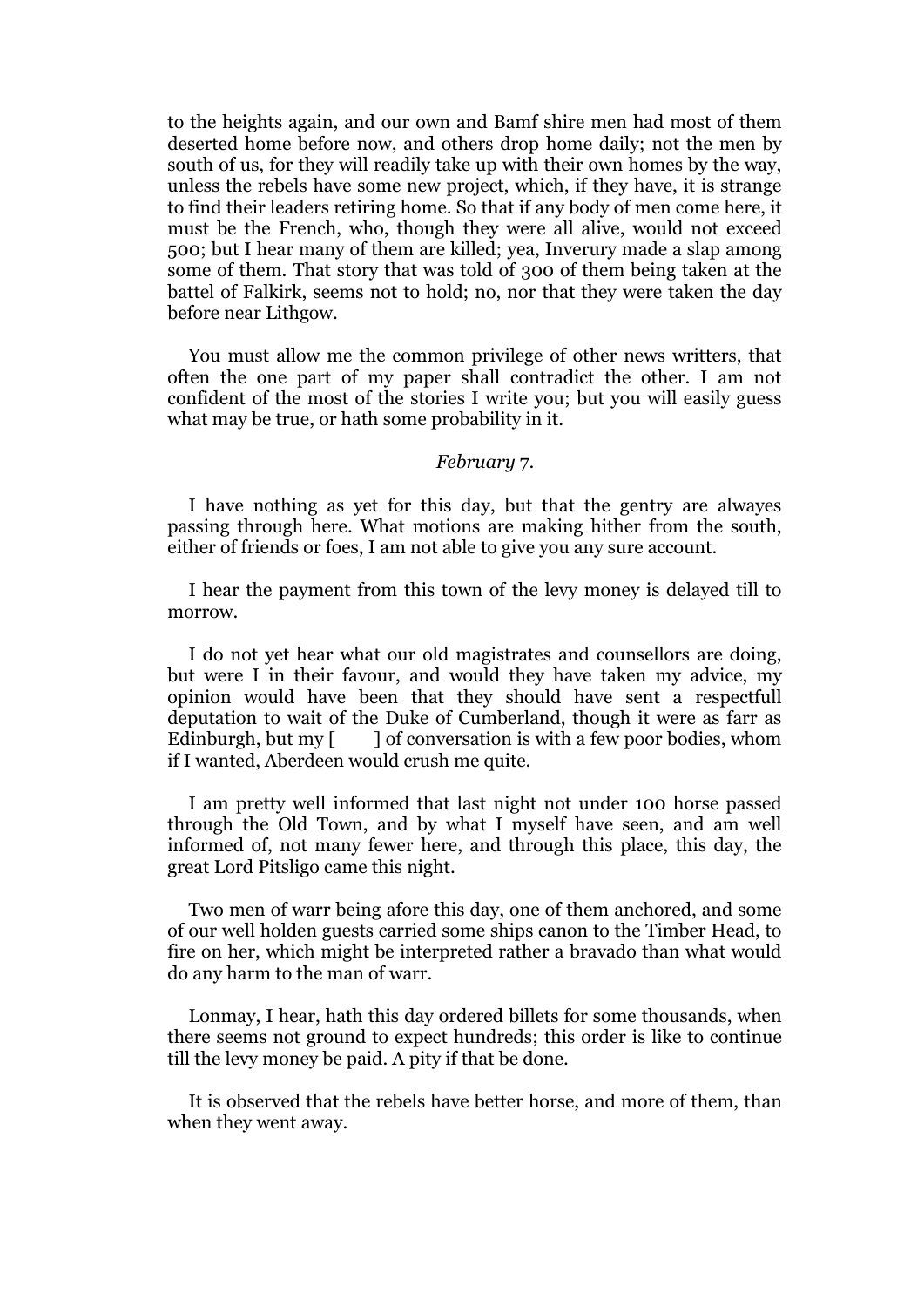to the heights again, and our own and Bamf shire men had most of them deserted home before now, and others drop home daily; not the men by south of us, for they will readily take up with their own homes by the way, unless the rebels have some new project, which, if they have, it is strange to find their leaders retiring home. So that if any body of men come here, it must be the French, who, though they were all alive, would not exceed 500; but I hear many of them are killed; yea, Inverury made a slap among some of them. That story that was told of 300 of them being taken at the battel of Falkirk, seems not to hold; no, nor that they were taken the day before near Lithgow.

You must allow me the common privilege of other news writters, that often the one part of my paper shall contradict the other. I am not confident of the most of the stories I write you; but you will easily guess what may be true, or hath some probability in it.

*February* 7.

I have nothing as yet for this day, but that the gentry are alwayes passing through here. What motions are making hither from the south, either of friends or foes, I am not able to give you any sure account.

I hear the payment from this town of the levy money is delayed till to morrow.

I do not yet hear what our old magistrates and counsellors are doing, but were I in their favour, and would they have taken my advice, my opinion would have been that they should have sent a respectfull deputation to wait of the Duke of Cumberland, though it were as farr as Edinburgh, but my [     ] of conversation is with a few poor bodies, whom if I wanted, Aberdeen would crush me quite.

I am pretty well informed that last night not under 100 horse passed through the Old Town, and by what I myself have seen, and am well informed of, not many fewer here, and through this place, this day, the great Lord Pitsligo came this night.

Two men of warr being afore this day, one of them anchored, and some of our well holden guests carried some ships canon to the Timber Head, to fire on her, which might be interpreted rather a bravado than what would do any harm to the man of warr.

Lonmay, I hear, hath this day ordered billets for some thousands, when there seems not ground to expect hundreds; this order is like to continue till the levy money be paid. A pity if that be done.

It is observed that the rebels have better horse, and more of them, than when they went away.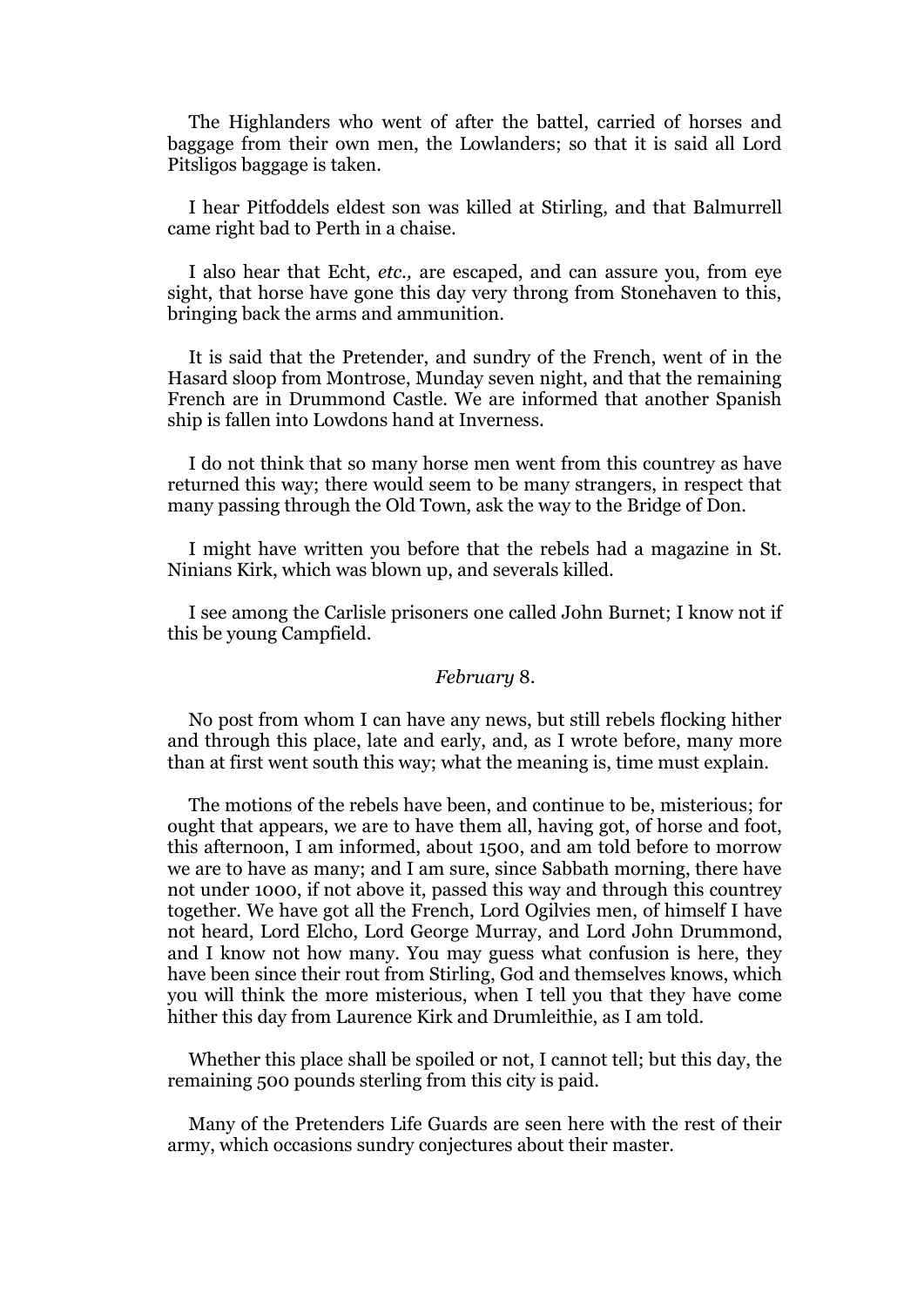The Highlanders who went of after the battel, carried of horses and baggage from their own men, the Lowlanders; so that it is said all Lord Pitsligos baggage is taken.

I hear Pitfoddels eldest son was killed at Stirling, and that Balmurrell came right bad to Perth in a chaise.

I also hear that Echt, *etc.,* are escaped, and can assure you, from eye sight, that horse have gone this day very throng from Stonehaven to this, bringing back the arms and ammunition.

It is said that the Pretender, and sundry of the French, went of in the Hasard sloop from Montrose, Munday seven night, and that the remaining French are in Drummond Castle. We are informed that another Spanish ship is fallen into Lowdons hand at Inverness.

I do not think that so many horse men went from this countrey as have returned this way; there would seem to be many strangers, in respect that many passing through the Old Town, ask the way to the Bridge of Don.

I might have written you before that the rebels had a magazine in St. Ninians Kirk, which was blown up, and severals killed.

I see among the Carlisle prisoners one called John Burnet; I know not if this be young Campfield.

*February* 8.

No post from whom I can have any news, but still rebels flocking hither and through this place, late and early, and, as I wrote before, many more than at first went south this way; what the meaning is, time must explain.

The motions of the rebels have been, and continue to be, misterious; for ought that appears, we are to have them all, having got, of horse and foot, this afternoon, I am informed, about 1500, and am told before to morrow we are to have as many; and I am sure, since Sabbath morning, there have not under 1000, if not above it, passed this way and through this countrey together. We have got all the French, Lord Ogilvies men, of himself I have not heard, Lord Elcho, Lord George Murray, and Lord John Drummond, and I know not how many. You may guess what confusion is here, they have been since their rout from Stirling, God and themselves knows, which you will think the more misterious, when I tell you that they have come hither this day from Laurence Kirk and Drumleithie, as I am told.

Whether this place shall be spoiled or not, I cannot tell; but this day, the remaining 500 pounds sterling from this city is paid.

Many of the Pretenders Life Guards are seen here with the rest of their army, which occasions sundry conjectures about their master.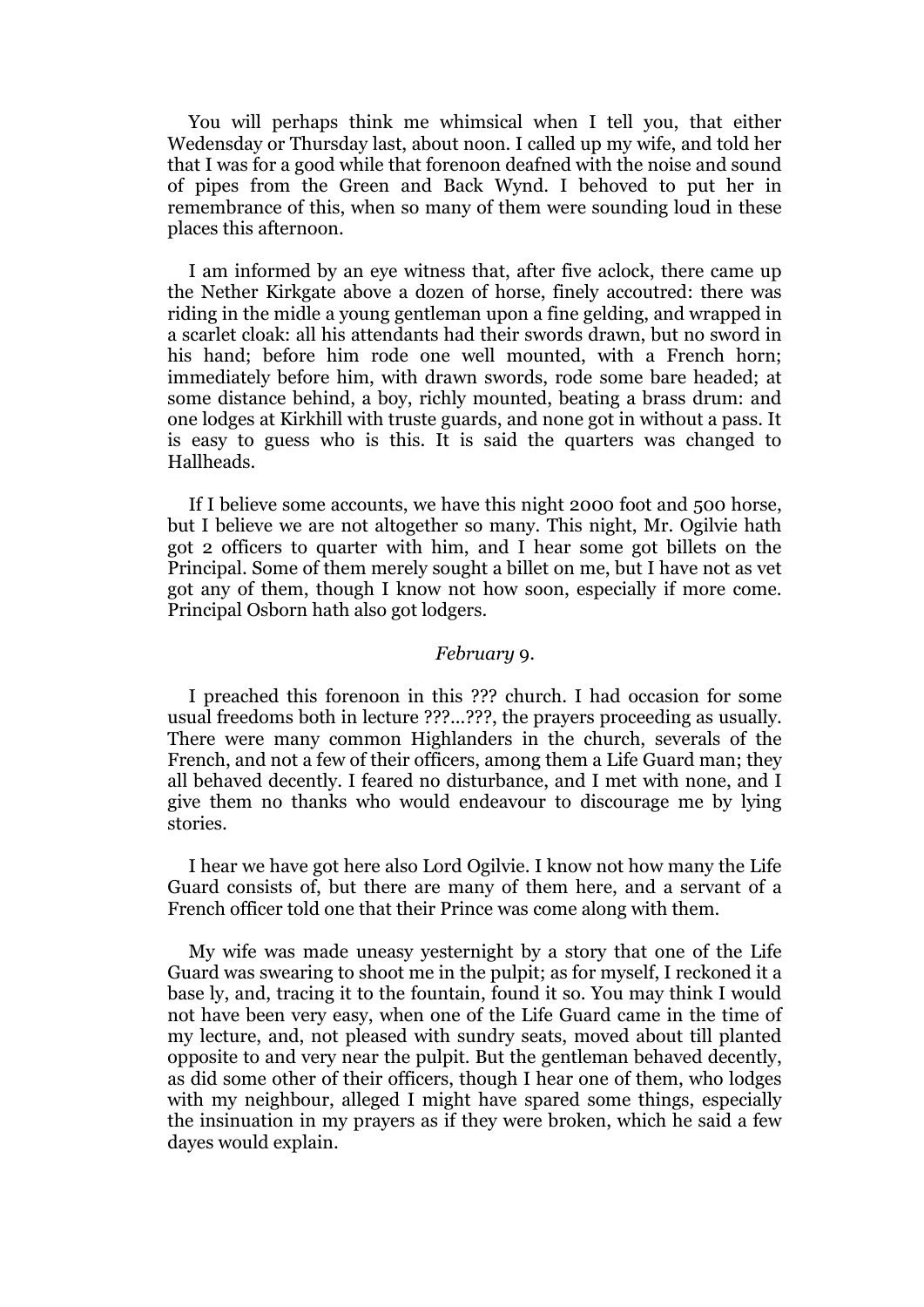You will perhaps think me whimsical when I tell you, that either Wedensday or Thursday last, about noon. I called up my wife, and told her that I was for a good while that forenoon deafned with the noise and sound of pipes from the Green and Back Wynd. I behoved to put her in remembrance of this, when so many of them were sounding loud in these places this afternoon.

I am informed by an eye witness that, after five aclock, there came up the Nether Kirkgate above a dozen of horse, finely accoutred: there was riding in the midle a young gentleman upon a fine gelding, and wrapped in a scarlet cloak: all his attendants had their swords drawn, but no sword in his hand; before him rode one well mounted, with a French horn; immediately before him, with drawn swords, rode some bare headed; at some distance behind, a boy, richly mounted, beating a brass drum: and one lodges at Kirkhill with truste guards, and none got in without a pass. It is easy to guess who is this. It is said the quarters was changed to Hallheads.

If I believe some accounts, we have this night 2000 foot and 500 horse, but I believe we are not altogether so many. This night, Mr. Ogilvie hath got 2 officers to quarter with him, and I hear some got billets on the Principal. Some of them merely sought a billet on me, but I have not as vet got any of them, though I know not how soon, especially if more come. Principal Osborn hath also got lodgers.

*February* 9.

I preached this forenoon in this ??? church. I had occasion for some usual freedoms both in lecture ???...???, the prayers proceeding as usually. There were many common Highlanders in the church, severals of the French, and not a few of their officers, among them a Life Guard man; they all behaved decently. I feared no disturbance, and I met with none, and I give them no thanks who would endeavour to discourage me by lying stories.

I hear we have got here also Lord Ogilvie. I know not how many the Life Guard consists of, but there are many of them here, and a servant of a French officer told one that their Prince was come along with them.

My wife was made uneasy yesternight by a story that one of the Life Guard was swearing to shoot me in the pulpit; as for myself, I reckoned it a base ly, and, tracing it to the fountain, found it so. You may think I would not have been very easy, when one of the Life Guard came in the time of my lecture, and, not pleased with sundry seats, moved about till planted opposite to and very near the pulpit. But the gentleman behaved decently, as did some other of their officers, though I hear one of them, who lodges with my neighbour, alleged I might have spared some things, especially the insinuation in my prayers as if they were broken, which he said a few dayes would explain.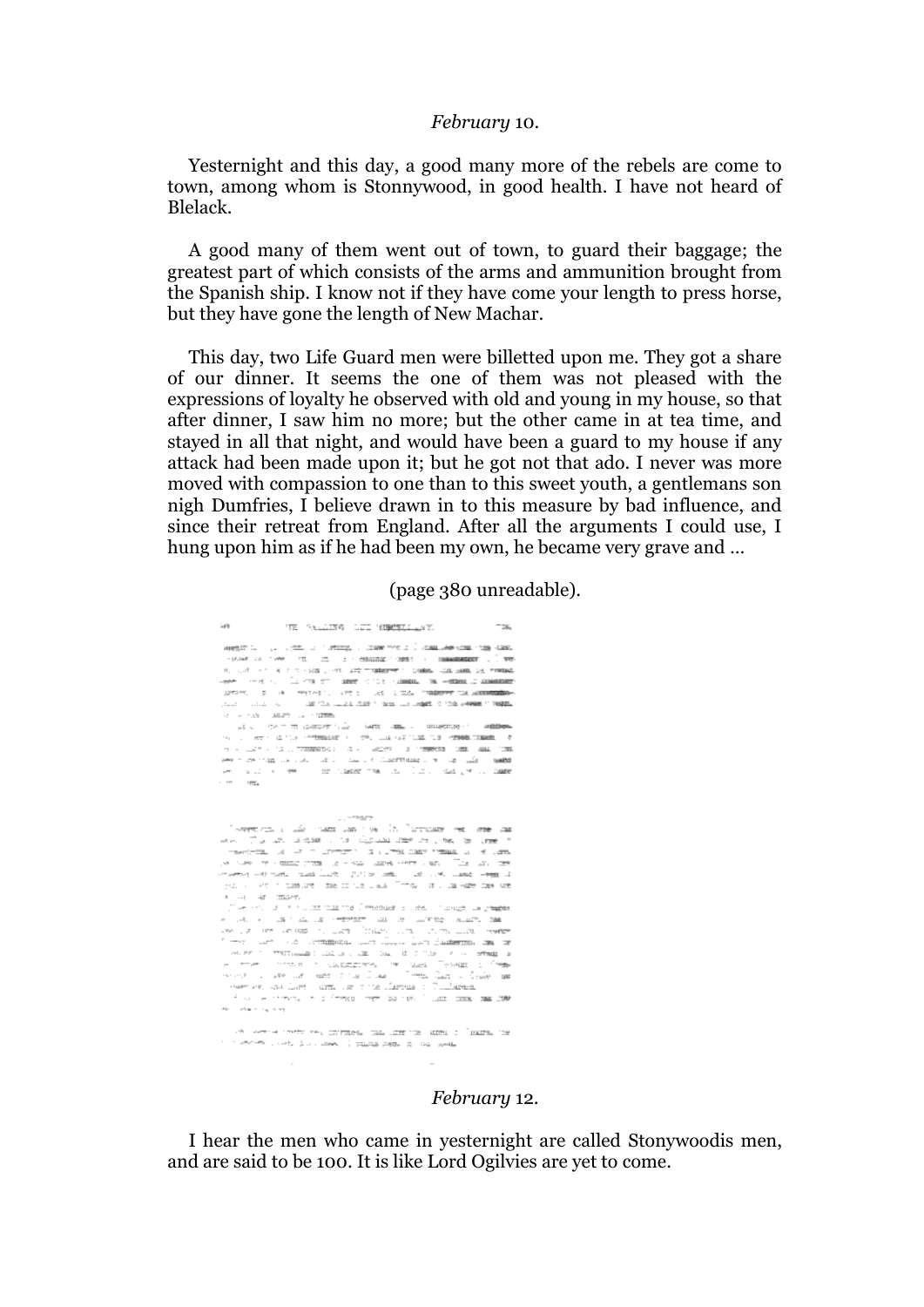*February* 10.

Yesternight and this day, a good many more of the rebels are come to town, among whom is Stonnywood, in good health. I have not heard of Blelack.

A good many of them went out of town, to guard their baggage; the greatest part of which consists of the arms and ammunition brought from the Spanish ship. I know not if they have come your length to press horse, but they have gone the length of New Machar.

This day, two Life Guard men were billetted upon me. They got a share of our dinner. It seems the one of them was not pleased with the expressions of loyalty he observed with old and young in my house, so that after dinner, I saw him no more; but the other came in at tea time, and stayed in all that night, and would have been a guard to my house if any attack had been made upon it; but he got not that ado. I never was more moved with compassion to one than to this sweet youth, a gentlemans son nigh Dumfries, I believe drawn in to this measure by bad influence, and since their retreat from England. After all the arguments I could use, I hung upon him as if he had been my own, he became very grave and ...

(page 380 unreadable).

*February* 12.

I hear the men who came in yesternight are called Stonywoodis men, and are said to be 100. It is like Lord Ogilvies are yet to come.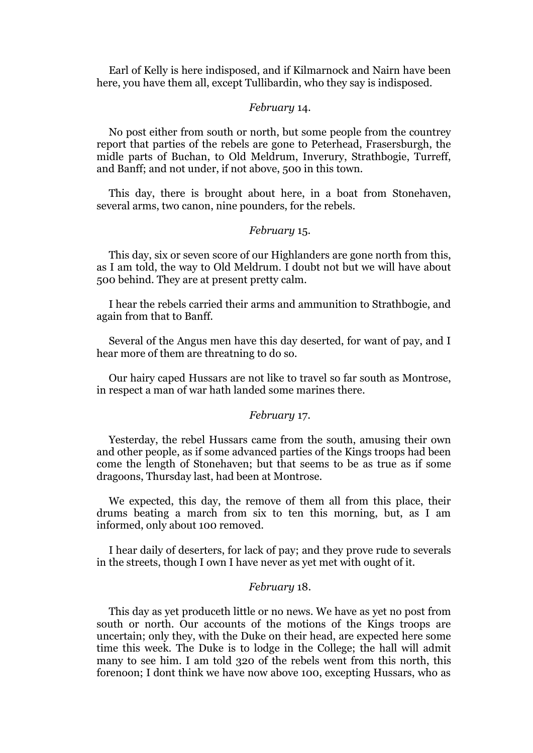Earl of Kelly is here indisposed, and if Kilmarnock and Nairn have been here, you have them all, except Tullibardin, who they say is indisposed.

*February* 14.

No post either from south or north, but some people from the countrey report that parties of the rebels are gone to Peterhead, Frasersburgh, the midle parts of Buchan, to Old Meldrum, Inverury, Strathbogie, Turreff, and Banff; and not under, if not above, 500 in this town.

This day, there is brought about here, in a boat from Stonehaven, several arms, two canon, nine pounders, for the rebels.

*February* 15.

This day, six or seven score of our Highlanders are gone north from this, as I am told, the way to Old Meldrum. I doubt not but we will have about 500 behind. They are at present pretty calm.

I hear the rebels carried their arms and ammunition to Strathbogie, and again from that to Banff.

Several of the Angus men have this day deserted, for want of pay, and I hear more of them are threatning to do so.

Our hairy caped Hussars are not like to travel so far south as Montrose, in respect a man of war hath landed some marines there.

*February* 17.

Yesterday, the rebel Hussars came from the south, amusing their own and other people, as if some advanced parties of the Kings troops had been come the length of Stonehaven; but that seems to be as true as if some dragoons, Thursday last, had been at Montrose.

We expected, this day, the remove of them all from this place, their drums beating a march from six to ten this morning, but, as I am informed, only about 100 removed.

I hear daily of deserters, for lack of pay; and they prove rude to severals in the streets, though I own I have never as yet met with ought of it.

*February* 18.

This day as yet produceth little or no news. We have as yet no post from south or north. Our accounts of the motions of the Kings troops are uncertain; only they, with the Duke on their head, are expected here some time this week. The Duke is to lodge in the College; the hall will admit many to see him. I am told 320 of the rebels went from this north, this forenoon; I dont think we have now above 100, excepting Hussars, who as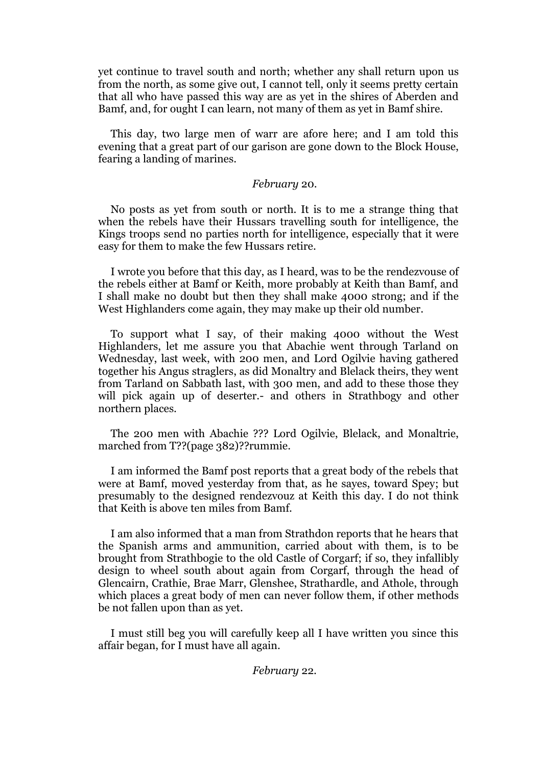yet continue to travel south and north; whether any shall return upon us from the north, as some give out, I cannot tell, only it seems pretty certain that all who have passed this way are as yet in the shires of Aberden and Bamf, and, for ought I can learn, not many of them as yet in Bamf shire.

This day, two large men of warr are afore here; and I am told this evening that a great part of our garison are gone down to the Block House, fearing a landing of marines.

*February* 20.

No posts as yet from south or north. It is to me a strange thing that when the rebels have their Hussars travelling south for intelligence, the Kings troops send no parties north for intelligence, especially that it were easy for them to make the few Hussars retire.

I wrote you before that this day, as I heard, was to be the rendezvouse of the rebels either at Bamf or Keith, more probably at Keith than Bamf, and I shall make no doubt but then they shall make 4000 strong; and if the West Highlanders come again, they may make up their old number.

To support what I say, of their making 4000 without the West Highlanders, let me assure you that Abachie went through Tarland on Wednesday, last week, with 200 men, and Lord Ogilvie having gathered together his Angus straglers, as did Monaltry and Blelack theirs, they went from Tarland on Sabbath last, with 300 men, and add to these those they will pick again up of deserter.- and others in Strathbogy and other northern places.

The 200 men with Abachie ??? Lord Ogilvie, Blelack, and Monaltrie, marched from T??(page 382)??rummie.

I am informed the Bamf post reports that a great body of the rebels that were at Bamf, moved yesterday from that, as he sayes, toward Spey; but presumably to the designed rendezvouz at Keith this day. I do not think that Keith is above ten miles from Bamf.

I am also informed that a man from Strathdon reports that he hears that the Spanish arms and ammunition, carried about with them, is to be brought from Strathbogie to the old Castle of Corgarf; if so, they infallibly design to wheel south about again from Corgarf, through the head of Glencairn, Crathie, Brae Marr, Glenshee, Strathardle, and Athole, through which places a great body of men can never follow them, if other methods be not fallen upon than as yet.

I must still beg you will carefully keep all I have written you since this affair began, for I must have all again.

*February* 22.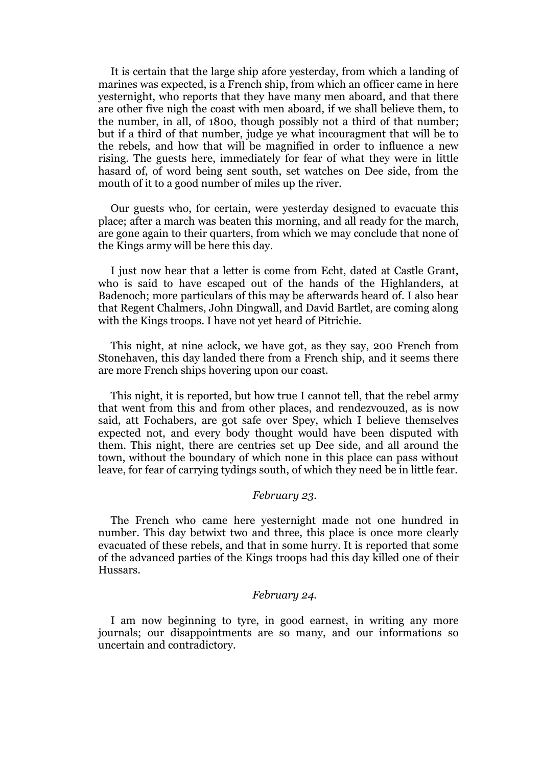It is certain that the large ship afore yesterday, from which a landing of marines was expected, is a French ship, from which an officer came in here yesternight, who reports that they have many men aboard, and that there are other five nigh the coast with men aboard, if we shall believe them, to the number, in all, of 1800, though possibly not a third of that number; but if a third of that number, judge ye what incouragment that will be to the rebels, and how that will be magnified in order to influence a new rising. The guests here, immediately for fear of what they were in little hasard of, of word being sent south, set watches on Dee side, from the mouth of it to a good number of miles up the river.

Our guests who, for certain, were yesterday designed to evacuate this place; after a march was beaten this morning, and all ready for the march, are gone again to their quarters, from which we may conclude that none of the Kings army will be here this day.

I just now hear that a letter is come from Echt, dated at Castle Grant, who is said to have escaped out of the hands of the Highlanders, at Badenoch; more particulars of this may be afterwards heard of. I also hear that Regent Chalmers, John Dingwall, and David Bartlet, are coming along with the Kings troops. I have not yet heard of Pitrichie.

This night, at nine aclock, we have got, as they say, 200 French from Stonehaven, this day landed there from a French ship, and it seems there are more French ships hovering upon our coast.

This night, it is reported, but how true I cannot tell, that the rebel army that went from this and from other places, and rendezvouzed, as is now said, att Fochabers, are got safe over Spey, which I believe themselves expected not, and every body thought would have been disputed with them. This night, there are centries set up Dee side, and all around the town, without the boundary of which none in this place can pass without leave, for fear of carrying tydings south, of which they need be in little fear.

*February 23.*

The French who came here yesternight made not one hundred in number. This day betwixt two and three, this place is once more clearly evacuated of these rebels, and that in some hurry. It is reported that some of the advanced parties of the Kings troops had this day killed one of their Hussars.

*February 24.*

I am now beginning to tyre, in good earnest, in writing any more journals; our disappointments are so many, and our informations so uncertain and contradictory.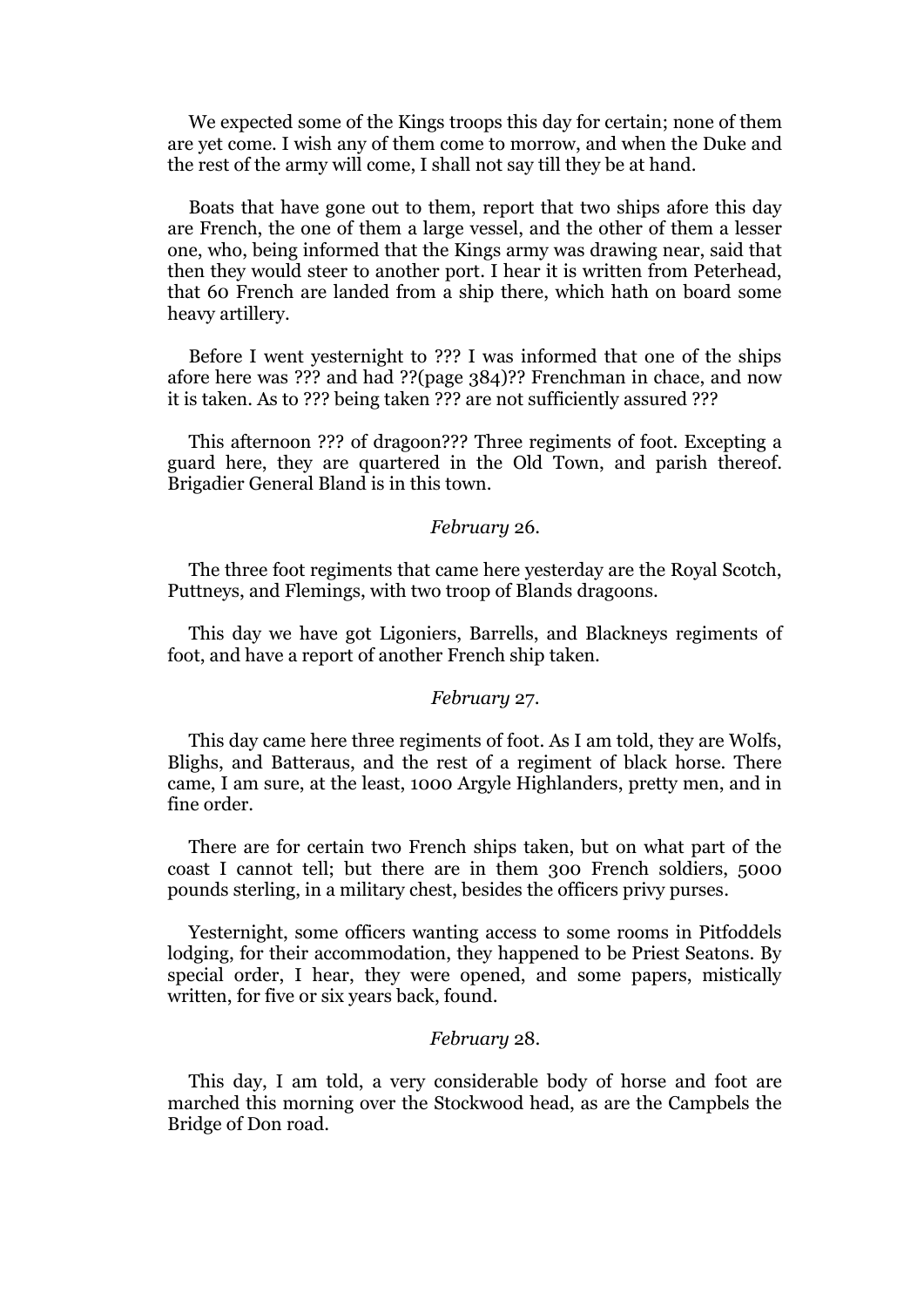We expected some of the Kings troops this day for certain; none of them are yet come. I wish any of them come to morrow, and when the Duke and the rest of the army will come, I shall not say till they be at hand.

Boats that have gone out to them, report that two ships afore this day are French, the one of them a large vessel, and the other of them a lesser one, who, being informed that the Kings army was drawing near, said that then they would steer to another port. I hear it is written from Peterhead, that 60 French are landed from a ship there, which hath on board some heavy artillery.

Before I went yesternight to ??? I was informed that one of the ships afore here was ??? and had ??(page 384)?? Frenchman in chace, and now it is taken. As to ??? being taken ??? are not sufficiently assured ???

This afternoon ??? of dragoon??? Three regiments of foot. Excepting a guard here, they are quartered in the Old Town, and parish thereof. Brigadier General Bland is in this town.

*February* 26.

The three foot regiments that came here yesterday are the Royal Scotch, Puttneys, and Flemings, with two troop of Blands dragoons.

This day we have got Ligoniers, Barrells, and Blackneys regiments of foot, and have a report of another French ship taken.

*February* 27.

This day came here three regiments of foot. As I am told, they are Wolfs, Blighs, and Batteraus, and the rest of a regiment of black horse. There came, I am sure, at the least, 1000 Argyle Highlanders, pretty men, and in fine order.

There are for certain two French ships taken, but on what part of the coast I cannot tell; but there are in them 300 French soldiers, 5000 pounds sterling, in a military chest, besides the officers privy purses.

Yesternight, some officers wanting access to some rooms in Pitfoddels lodging, for their accommodation, they happened to be Priest Seatons. By special order, I hear, they were opened, and some papers, mistically written, for five or six years back, found.

*February* 28.

This day, I am told, a very considerable body of horse and foot are marched this morning over the Stockwood head, as are the Campbels the Bridge of Don road.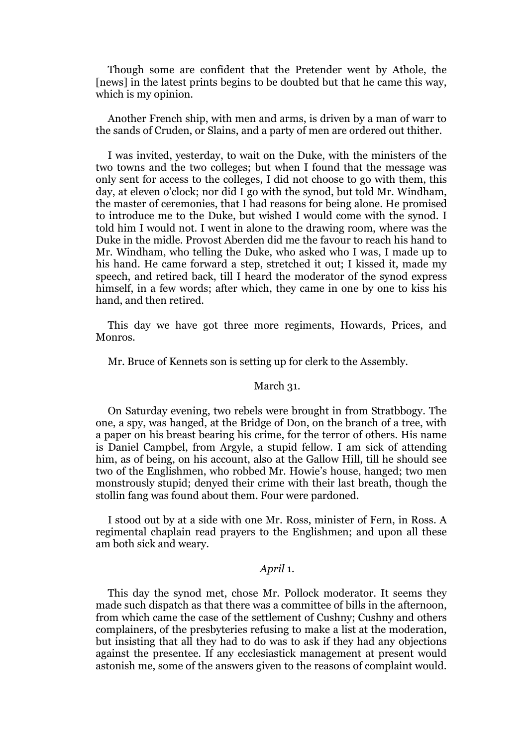Though some are confident that the Pretender went by Athole, the [news] in the latest prints begins to be doubted but that he came this way, which is my opinion.

Another French ship, with men and arms, is driven by a man of warr to the sands of Cruden, or Slains, and a party of men are ordered out thither.

I was invited, yesterday, to wait on the Duke, with the ministers of the two towns and the two colleges; but when I found that the message was only sent for access to the colleges, I did not choose to go with them, this day, at eleven o'clock; nor did I go with the synod, but told Mr. Windham, the master of ceremonies, that I had reasons for being alone. He promised to introduce me to the Duke, but wished I would come with the synod. I told him I would not. I went in alone to the drawing room, where was the Duke in the midle. Provost Aberden did me the favour to reach his hand to Mr. Windham, who telling the Duke, who asked who I was, I made up to his hand. He came forward a step, stretched it out; I kissed it, made my speech, and retired back, till I heard the moderator of the synod express himself, in a few words; after which, they came in one by one to kiss his hand, and then retired.

This day we have got three more regiments, Howards, Prices, and Monros.

Mr. Bruce of Kennets son is setting up for clerk to the Assembly.

March 31.

On Saturday evening, two rebels were brought in from Stratbbogy. The one, a spy, was hanged, at the Bridge of Don, on the branch of a tree, with a paper on his breast bearing his crime, for the terror of others. His name is Daniel Campbel, from Argyle, a stupid fellow. I am sick of attending him, as of being, on his account, also at the Gallow Hill, till he should see two of the Englishmen, who robbed Mr. Howie's house, hanged; two men monstrously stupid; denyed their crime with their last breath, though the stollin fang was found about them. Four were pardoned.

I stood out by at a side with one Mr. Ross, minister of Fern, in Ross. A regimental chaplain read prayers to the Englishmen; and upon all these am both sick and weary.

*April* 1.

This day the synod met, chose Mr. Pollock moderator. It seems they made such dispatch as that there was a committee of bills in the afternoon, from which came the case of the settlement of Cushny; Cushny and others complainers, of the presbyteries refusing to make a list at the moderation, but insisting that all they had to do was to ask if they had any objections against the presentee. If any ecclesiastick management at present would astonish me, some of the answers given to the reasons of complaint would.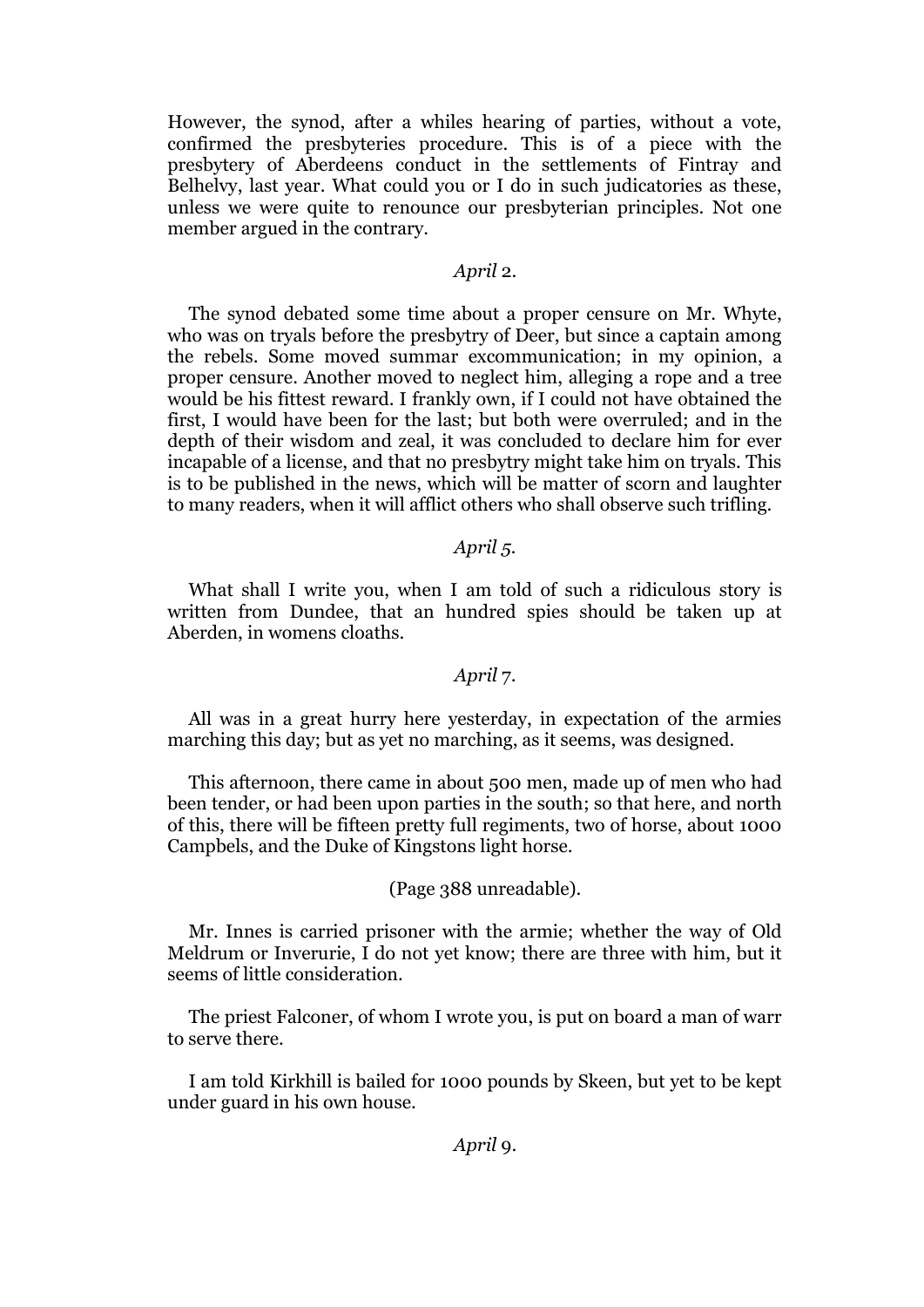However, the synod, after a whiles hearing of parties, without a vote, confirmed the presbyteries procedure. This is of a piece with the presbytery of Aberdeens conduct in the settlements of Fintray and Belhelvy, last year. What could you or I do in such judicatories as these, unless we were quite to renounce our presbyterian principles. Not one member argued in the contrary.

*April* 2.

The synod debated some time about a proper censure on Mr. Whyte, who was on tryals before the presbytry of Deer, but since a captain among the rebels. Some moved summar excommunication; in my opinion, a proper censure. Another moved to neglect him, alleging a rope and a tree would be his fittest reward. I frankly own, if I could not have obtained the first, I would have been for the last; but both were overruled; and in the depth of their wisdom and zeal, it was concluded to declare him for ever incapable of a license, and that no presbytry might take him on tryals. This is to be published in the news, which will be matter of scorn and laughter to many readers, when it will afflict others who shall observe such trifling.

*April* 5.

What shall I write you, when I am told of such a ridiculous story is written from Dundee, that an hundred spies should be taken up at Aberden, in womens cloaths.

*April* 7.

All was in a great hurry here yesterday, in expectation of the armies marching this day; but as yet no marching, as it seems, was designed.

This afternoon, there came in about 500 men, made up of men who had been tender, or had been upon parties in the south; so that here, and north of this, there will be fifteen pretty full regiments, two of horse, about 1000 Campbels, and the Duke of Kingstons light horse.

(Page 388 unreadable).

Mr. Innes is carried prisoner with the armie; whether the way of Old Meldrum or Inverurie, I do not yet know; there are three with him, but it seems of little consideration.

The priest Falconer, of whom I wrote you, is put on board a man of warr to serve there.

I am told Kirkhill is bailed for 1000 pounds by Skeen, but yet to be kept under guard in his own house.

*April* 9.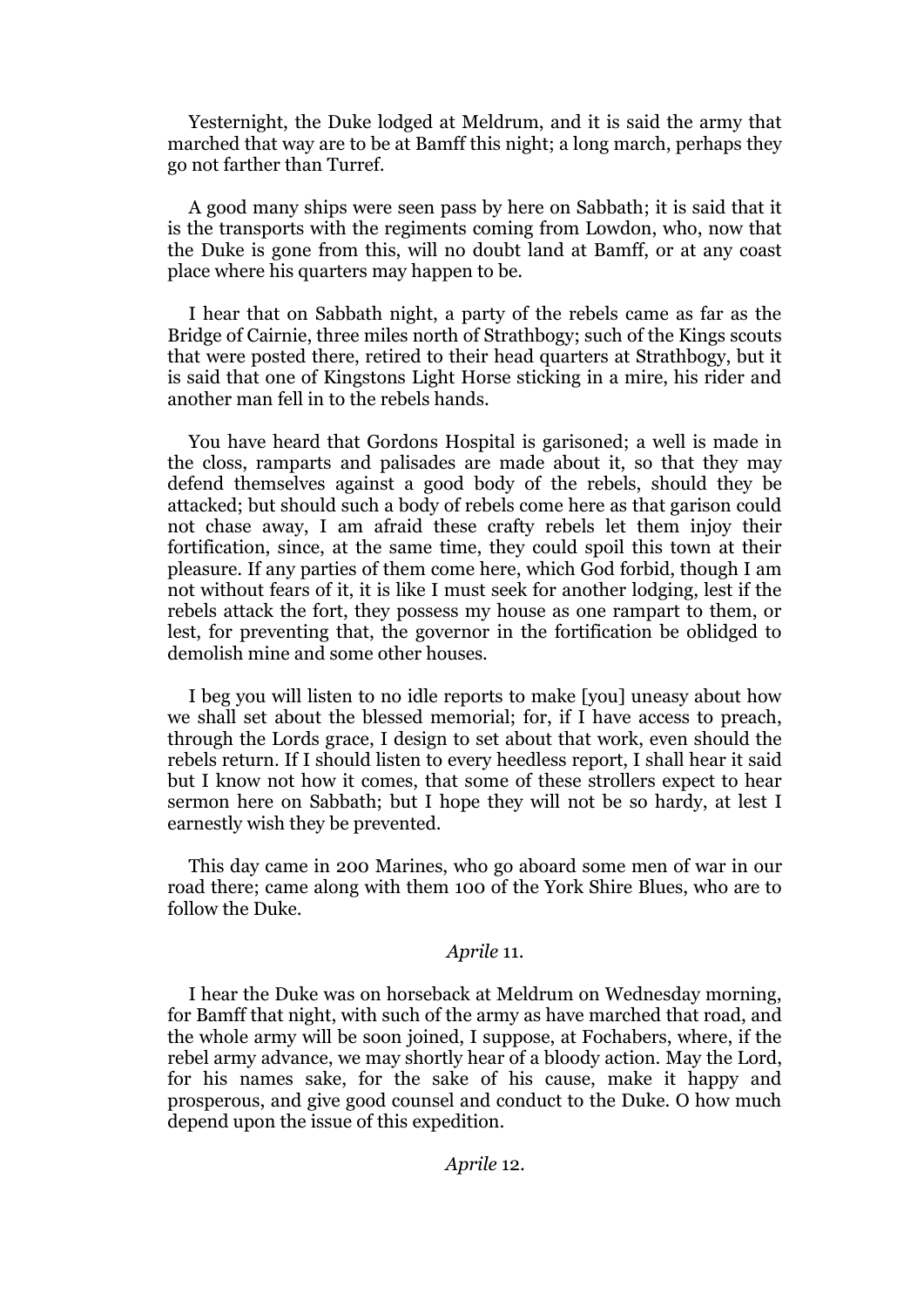Yesternight, the Duke lodged at Meldrum, and it is said the army that marched that way are to be at Bamff this night; a long march, perhaps they go not farther than Turref.

A good many ships were seen pass by here on Sabbath; it is said that it is the transports with the regiments coming from Lowdon, who, now that the Duke is gone from this, will no doubt land at Bamff, or at any coast place where his quarters may happen to be.

I hear that on Sabbath night, a party of the rebels came as far as the Bridge of Cairnie, three miles north of Strathbogy; such of the Kings scouts that were posted there, retired to their head quarters at Strathbogy, but it is said that one of Kingstons Light Horse sticking in a mire, his rider and another man fell in to the rebels hands.

You have heard that Gordons Hospital is garisoned; a well is made in the closs, ramparts and palisades are made about it, so that they may defend themselves against a good body of the rebels, should they be attacked; but should such a body of rebels come here as that garison could not chase away, I am afraid these crafty rebels let them injoy their fortification, since, at the same time, they could spoil this town at their pleasure. If any parties of them come here, which God forbid, though I am not without fears of it, it is like I must seek for another lodging, lest if the rebels attack the fort, they possess my house as one rampart to them, or lest, for preventing that, the governor in the fortification be oblidged to demolish mine and some other houses.

I beg you will listen to no idle reports to make [you] uneasy about how we shall set about the blessed memorial; for, if I have access to preach, through the Lords grace, I design to set about that work, even should the rebels return. If I should listen to every heedless report, I shall hear it said but I know not how it comes, that some of these strollers expect to hear sermon here on Sabbath; but I hope they will not be so hardy, at lest I earnestly wish they be prevented.

This day came in 200 Marines, who go aboard some men of war in our road there; came along with them 100 of the York Shire Blues, who are to follow the Duke.

*Aprile* 11.

I hear the Duke was on horseback at Meldrum on Wednesday morning, for Bamff that night, with such of the army as have marched that road, and the whole army will be soon joined, I suppose, at Fochabers, where, if the rebel army advance, we may shortly hear of a bloody action. May the Lord, for his names sake, for the sake of his cause, make it happy and prosperous, and give good counsel and conduct to the Duke. O how much depend upon the issue of this expedition.

*Aprile* 12.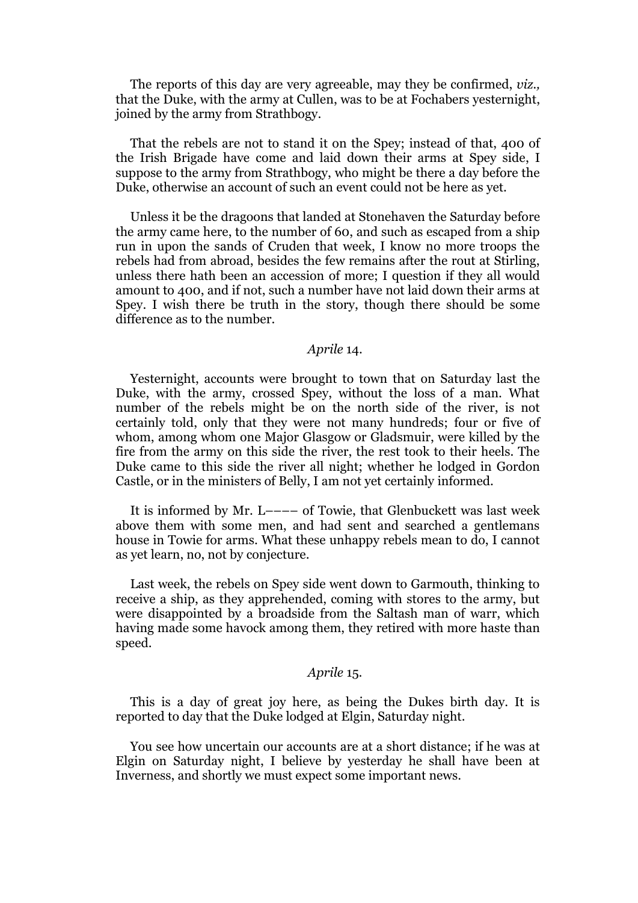The reports of this day are very agreeable, may they be confirmed, *viz.,* that the Duke, with the army at Cullen, was to be at Fochabers yesternight, joined by the army from Strathbogy.

That the rebels are not to stand it on the Spey; instead of that, 400 of the Irish Brigade have come and laid down their arms at Spey side, I suppose to the army from Strathbogy, who might be there a day before the Duke, otherwise an account of such an event could not be here as yet.

Unless it be the dragoons that landed at Stonehaven the Saturday before the army came here, to the number of 60, and such as escaped from a ship run in upon the sands of Cruden that week, I know no more troops the rebels had from abroad, besides the few remains after the rout at Stirling, unless there hath been an accession of more; I question if they all would amount to 400, and if not, such a number have not laid down their arms at Spey. I wish there be truth in the story, though there should be some difference as to the number.

*Aprile* 14.

Yesternight, accounts were brought to town that on Saturday last the Duke, with the army, crossed Spey, without the loss of a man. What number of the rebels might be on the north side of the river, is not certainly told, only that they were not many hundreds; four or five of whom, among whom one Major Glasgow or Gladsmuir, were killed by the fire from the army on this side the river, the rest took to their heels. The Duke came to this side the river all night; whether he lodged in Gordon Castle, or in the ministers of Belly, I am not yet certainly informed.

It is informed by Mr. L–––– of Towie, that Glenbuckett was last week above them with some men, and had sent and searched a gentlemans house in Towie for arms. What these unhappy rebels mean to do, I cannot as yet learn, no, not by conjecture.

Last week, the rebels on Spey side went down to Garmouth, thinking to receive a ship, as they apprehended, coming with stores to the army, but were disappointed by a broadside from the Saltash man of warr, which having made some havock among them, they retired with more haste than speed.

*Aprile* 15.

This is a day of great joy here, as being the Dukes birth day. It is reported to day that the Duke lodged at Elgin, Saturday night.

You see how uncertain our accounts are at a short distance; if he was at Elgin on Saturday night, I believe by yesterday he shall have been at Inverness, and shortly we must expect some important news.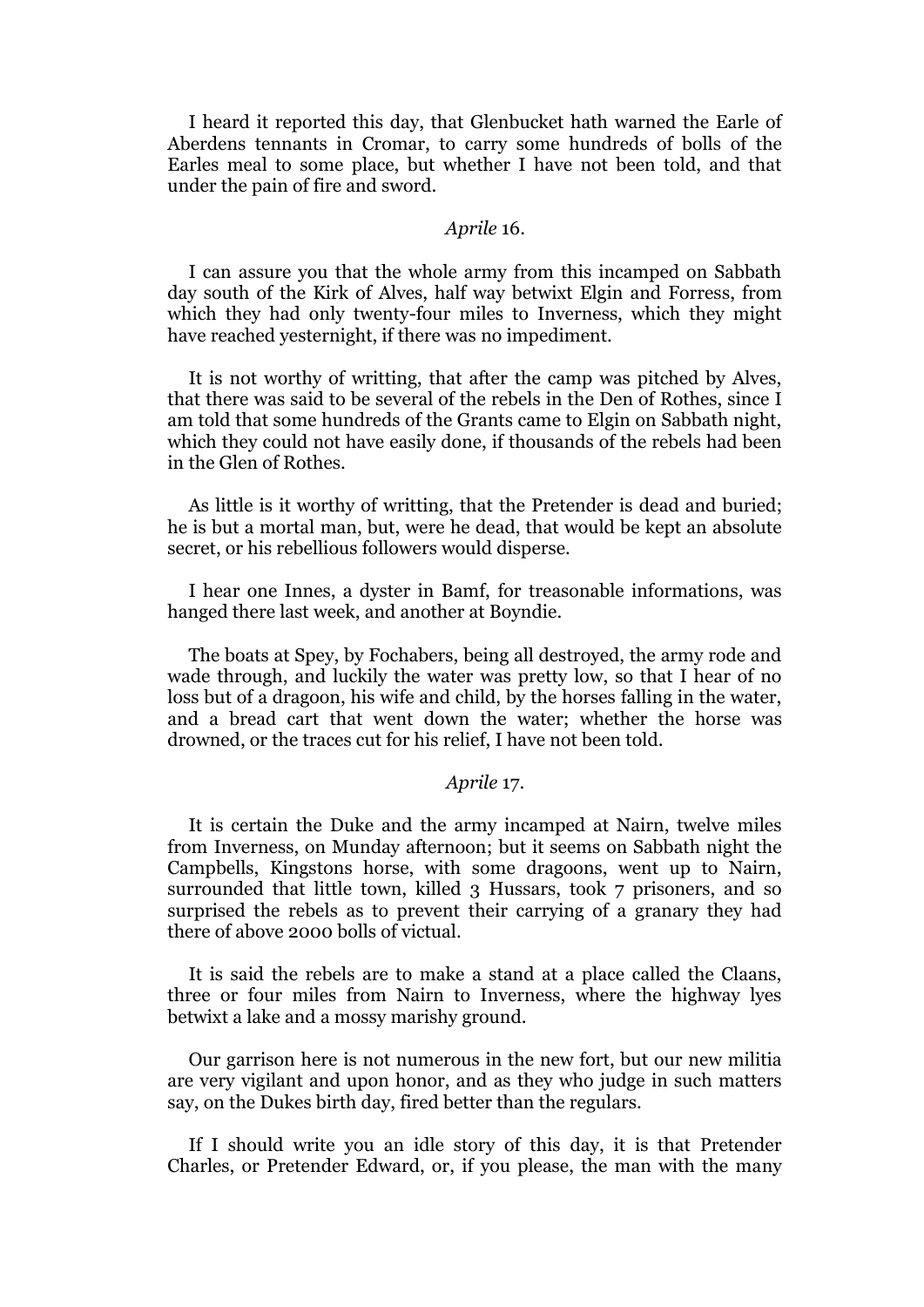I heard it reported this day, that Glenbucket hath warned the Earle of Aberdens tennants in Cromar, to carry some hundreds of bolls of the Earles meal to some place, but whether I have not been told, and that under the pain of fire and sword.

*Aprile* 16.

I can assure you that the whole army from this incamped on Sabbath day south of the Kirk of Alves, half way betwixt Elgin and Forress, from which they had only twenty-four miles to Inverness, which they might have reached yesternight, if there was no impediment.

It is not worthy of writting, that after the camp was pitched by Alves, that there was said to be several of the rebels in the Den of Rothes, since I am told that some hundreds of the Grants came to Elgin on Sabbath night, which they could not have easily done, if thousands of the rebels had been in the Glen of Rothes.

As little is it worthy of writting, that the Pretender is dead and buried; he is but a mortal man, but, were he dead, that would be kept an absolute secret, or his rebellious followers would disperse.

I hear one Innes, a dyster in Bamf, for treasonable informations, was hanged there last week, and another at Boyndie.

The boats at Spey, by Fochabers, being all destroyed, the army rode and wade through, and luckily the water was pretty low, so that I hear of no loss but of a dragoon, his wife and child, by the horses falling in the water, and a bread cart that went down the water; whether the horse was drowned, or the traces cut for his relief, I have not been told.

*Aprile* 17.

It is certain the Duke and the army incamped at Nairn, twelve miles from Inverness, on Munday afternoon; but it seems on Sabbath night the Campbells, Kingstons horse, with some dragoons, went up to Nairn, surrounded that little town, killed 3 Hussars, took 7 prisoners, and so surprised the rebels as to prevent their carrying of a granary they had there of above 2000 bolls of victual.

It is said the rebels are to make a stand at a place called the Claans, three or four miles from Nairn to Inverness, where the highway lyes betwixt a lake and a mossy marishy ground.

Our garrison here is not numerous in the new fort, but our new militia are very vigilant and upon honor, and as they who judge in such matters say, on the Dukes birth day, fired better than the regulars.

If I should write you an idle story of this day, it is that Pretender Charles, or Pretender Edward, or, if you please, the man with the many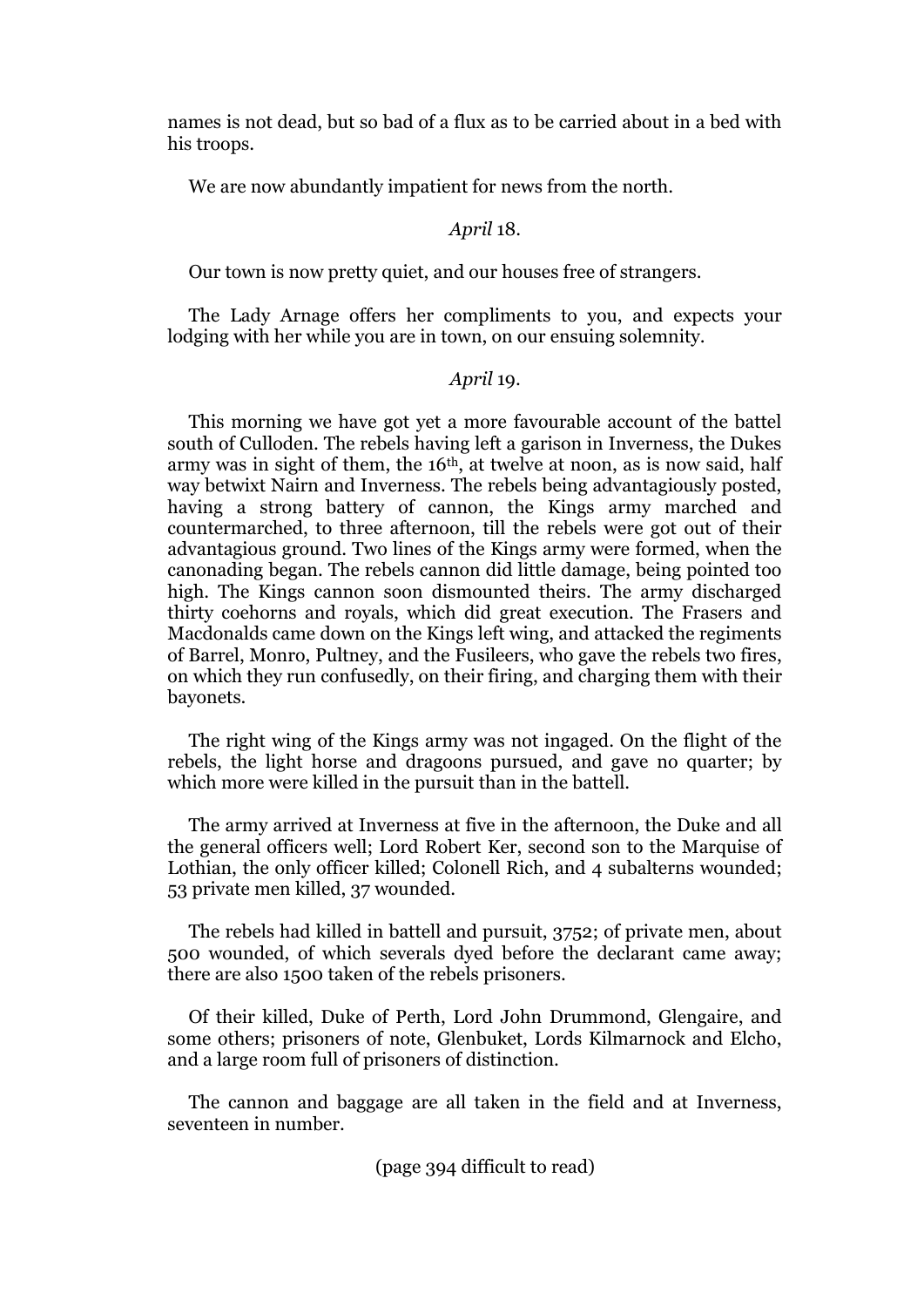names is not dead, but so bad of a flux as to be carried about in a bed with his troops.

We are now abundantly impatient for news from the north.

*April* 18.

Our town is now pretty quiet, and our houses free of strangers.

The Lady Arnage offers her compliments to you, and expects your lodging with her while you are in town, on our ensuing solemnity.

*April* 19.

This morning we have got yet a more favourable account of the battel south of Culloden. The rebels having left a garison in Inverness, the Dukes army was in sight of them, the 16th, at twelve at noon, as is now said, half way betwixt Nairn and Inverness. The rebels being advantagiously posted, having a strong battery of cannon, the Kings army marched and countermarched, to three afternoon, till the rebels were got out of their advantagious ground. Two lines of the Kings army were formed, when the canonading began. The rebels cannon did little damage, being pointed too high. The Kings cannon soon dismounted theirs. The army discharged thirty coehorns and royals, which did great execution. The Frasers and Macdonalds came down on the Kings left wing, and attacked the regiments of Barrel, Monro, Pultney, and the Fusileers, who gave the rebels two fires, on which they run confusedly, on their firing, and charging them with their bayonets.

The right wing of the Kings army was not ingaged. On the flight of the rebels, the light horse and dragoons pursued, and gave no quarter; by which more were killed in the pursuit than in the battell.

The army arrived at Inverness at five in the afternoon, the Duke and all the general officers well; Lord Robert Ker, second son to the Marquise of Lothian, the only officer killed; Colonell Rich, and 4 subalterns wounded; 53 private men killed, 37 wounded.

The rebels had killed in battell and pursuit, 3752; of private men, about 500 wounded, of which severals dyed before the declarant came away; there are also 1500 taken of the rebels prisoners.

Of their killed, Duke of Perth, Lord John Drummond, Glengaire, and some others; prisoners of note, Glenbuket, Lords Kilmarnock and Elcho, and a large room full of prisoners of distinction.

The cannon and baggage are all taken in the field and at Inverness, seventeen in number.

(page 394 difficult to read)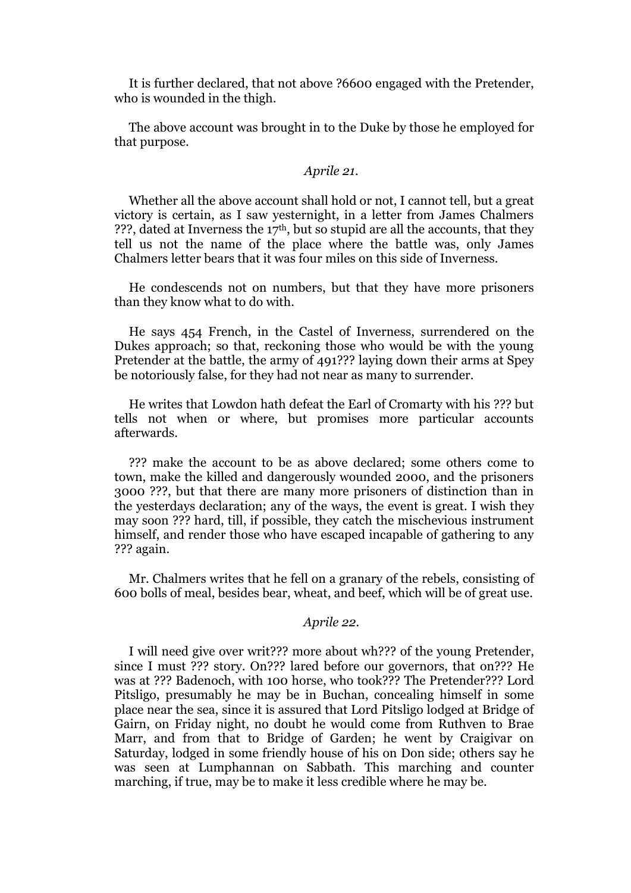It is further declared, that not above ?6600 engaged with the Pretender, who is wounded in the thigh.

The above account was brought in to the Duke by those he employed for that purpose.

*Aprile 21.*

Whether all the above account shall hold or not, I cannot tell, but a great victory is certain, as I saw yesternight, in a letter from James Chalmers ???, dated at Inverness the 17th, but so stupid are all the accounts, that they tell us not the name of the place where the battle was, only James Chalmers letter bears that it was four miles on this side of Inverness.

He condescends not on numbers, but that they have more prisoners than they know what to do with.

He says 454 French, in the Castel of Inverness, surrendered on the Dukes approach; so that, reckoning those who would be with the young Pretender at the battle, the army of 491??? laying down their arms at Spey be notoriously false, for they had not near as many to surrender.

He writes that Lowdon hath defeat the Earl of Cromarty with his ??? but tells not when or where, but promises more particular accounts afterwards.

??? make the account to be as above declared; some others come to town, make the killed and dangerously wounded 2000, and the prisoners 3000 ???, but that there are many more prisoners of distinction than in the yesterdays declaration; any of the ways, the event is great. I wish they may soon ??? hard, till, if possible, they catch the mischevious instrument himself, and render those who have escaped incapable of gathering to any ??? again.

Mr. Chalmers writes that he fell on a granary of the rebels, consisting of 600 bolls of meal, besides bear, wheat, and beef, which will be of great use.

*Aprile 22.*

I will need give over writ??? more about wh??? of the young Pretender, since I must ??? story. On??? lared before our governors, that on??? He was at ??? Badenoch, with 100 horse, who took??? The Pretender??? Lord Pitsligo, presumably he may be in Buchan, concealing himself in some place near the sea, since it is assured that Lord Pitsligo lodged at Bridge of Gairn, on Friday night, no doubt he would come from Ruthven to Brae Marr, and from that to Bridge of Garden; he went by Craigivar on Saturday, lodged in some friendly house of his on Don side; others say he was seen at Lumphannan on Sabbath. This marching and counter marching, if true, may be to make it less credible where he may be.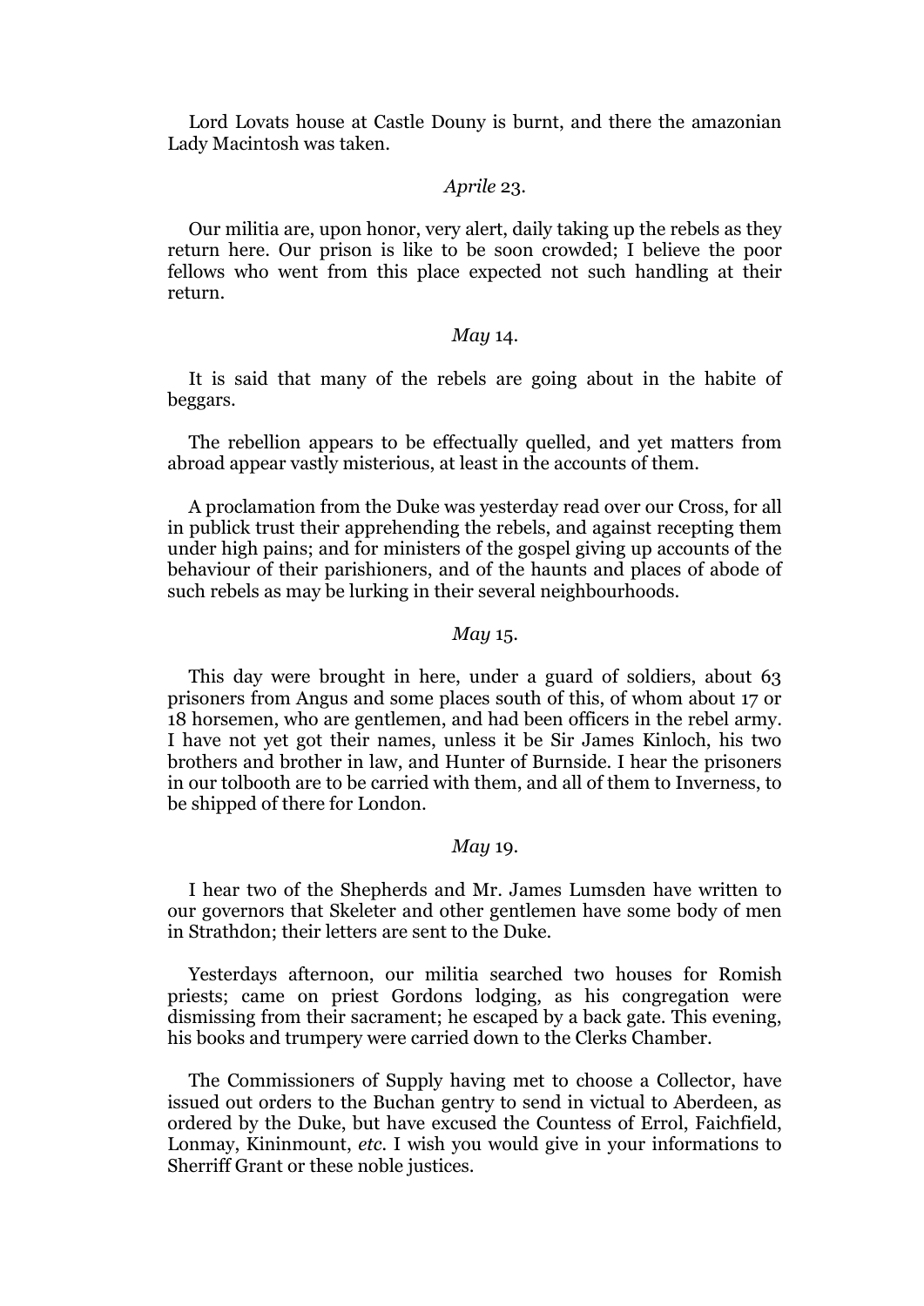Lord Lovats house at Castle Douny is burnt, and there the amazonian Lady Macintosh was taken.

*Aprile* 23.

Our militia are, upon honor, very alert, daily taking up the rebels as they return here. Our prison is like to be soon crowded; I believe the poor fellows who went from this place expected not such handling at their return.

*May* 14.

It is said that many of the rebels are going about in the habite of beggars.

The rebellion appears to be effectually quelled, and yet matters from abroad appear vastly misterious, at least in the accounts of them.

A proclamation from the Duke was yesterday read over our Cross, for all in publick trust their apprehending the rebels, and against recepting them under high pains; and for ministers of the gospel giving up accounts of the behaviour of their parishioners, and of the haunts and places of abode of such rebels as may be lurking in their several neighbourhoods.

*May* 15.

This day were brought in here, under a guard of soldiers, about 63 prisoners from Angus and some places south of this, of whom about 17 or 18 horsemen, who are gentlemen, and had been officers in the rebel army. I have not yet got their names, unless it be Sir James Kinloch, his two brothers and brother in law, and Hunter of Burnside. I hear the prisoners in our tolbooth are to be carried with them, and all of them to Inverness, to be shipped of there for London.

*May* 19.

I hear two of the Shepherds and Mr. James Lumsden have written to our governors that Skeleter and other gentlemen have some body of men in Strathdon; their letters are sent to the Duke.

Yesterdays afternoon, our militia searched two houses for Romish priests; came on priest Gordons lodging, as his congregation were dismissing from their sacrament; he escaped by a back gate. This evening, his books and trumpery were carried down to the Clerks Chamber.

The Commissioners of Supply having met to choose a Collector, have issued out orders to the Buchan gentry to send in victual to Aberdeen, as ordered by the Duke, but have excused the Countess of Errol, Faichfield, Lonmay, Kininmount, *etc.* I wish you would give in your informations to Sherriff Grant or these noble justices.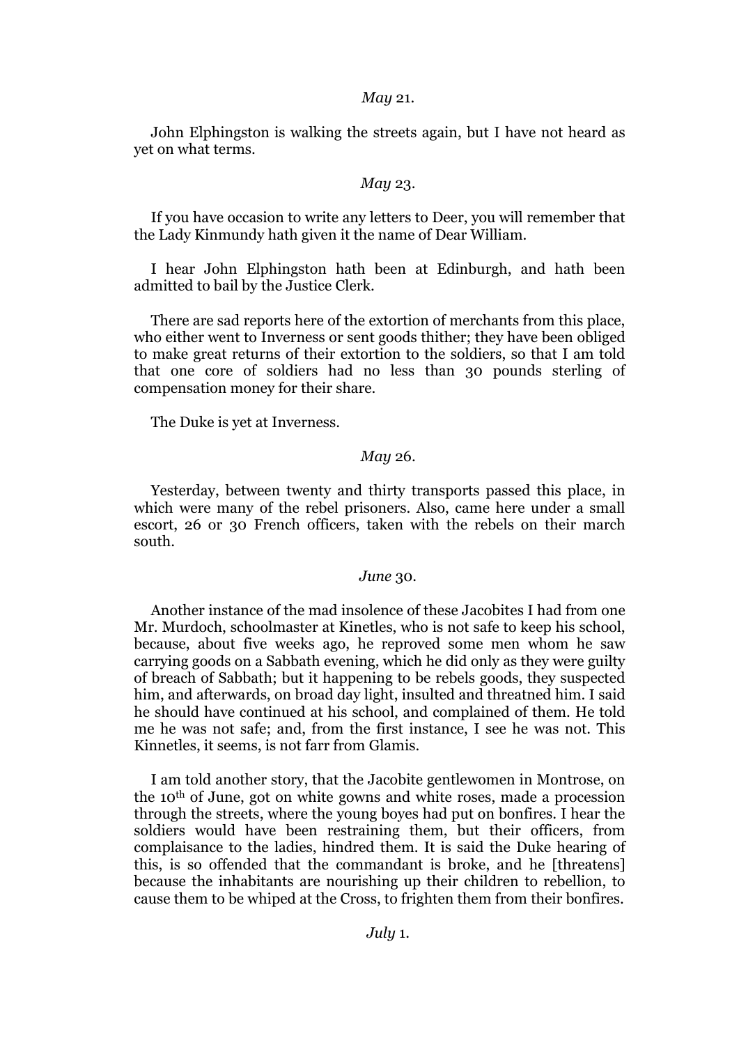*May* 21.

John Elphingston is walking the streets again, but I have not heard as yet on what terms.

*May* 23.

If you have occasion to write any letters to Deer, you will remember that the Lady Kinmundy hath given it the name of Dear William.

I hear John Elphingston hath been at Edinburgh, and hath been admitted to bail by the Justice Clerk.

There are sad reports here of the extortion of merchants from this place, who either went to Inverness or sent goods thither; they have been obliged to make great returns of their extortion to the soldiers, so that I am told that one core of soldiers had no less than 30 pounds sterling of compensation money for their share.

The Duke is yet at Inverness.

*May* 26.

Yesterday, between twenty and thirty transports passed this place, in which were many of the rebel prisoners. Also, came here under a small escort, 26 or 30 French officers, taken with the rebels on their march south.

*June* 30.

Another instance of the mad insolence of these Jacobites I had from one Mr. Murdoch, schoolmaster at Kinetles, who is not safe to keep his school, because, about five weeks ago, he reproved some men whom he saw carrying goods on a Sabbath evening, which he did only as they were guilty of breach of Sabbath; but it happening to be rebels goods, they suspected him, and afterwards, on broad day light, insulted and threatned him. I said he should have continued at his school, and complained of them. He told me he was not safe; and, from the first instance, I see he was not. This Kinnetles, it seems, is not farr from Glamis.

I am told another story, that the Jacobite gentlewomen in Montrose, on the 10th of June, got on white gowns and white roses, made a procession through the streets, where the young boyes had put on bonfires. I hear the soldiers would have been restraining them, but their officers, from complaisance to the ladies, hindred them. It is said the Duke hearing of this, is so offended that the commandant is broke, and he [threatens] because the inhabitants are nourishing up their children to rebellion, to cause them to be whiped at the Cross, to frighten them from their bonfires.

*July* 1.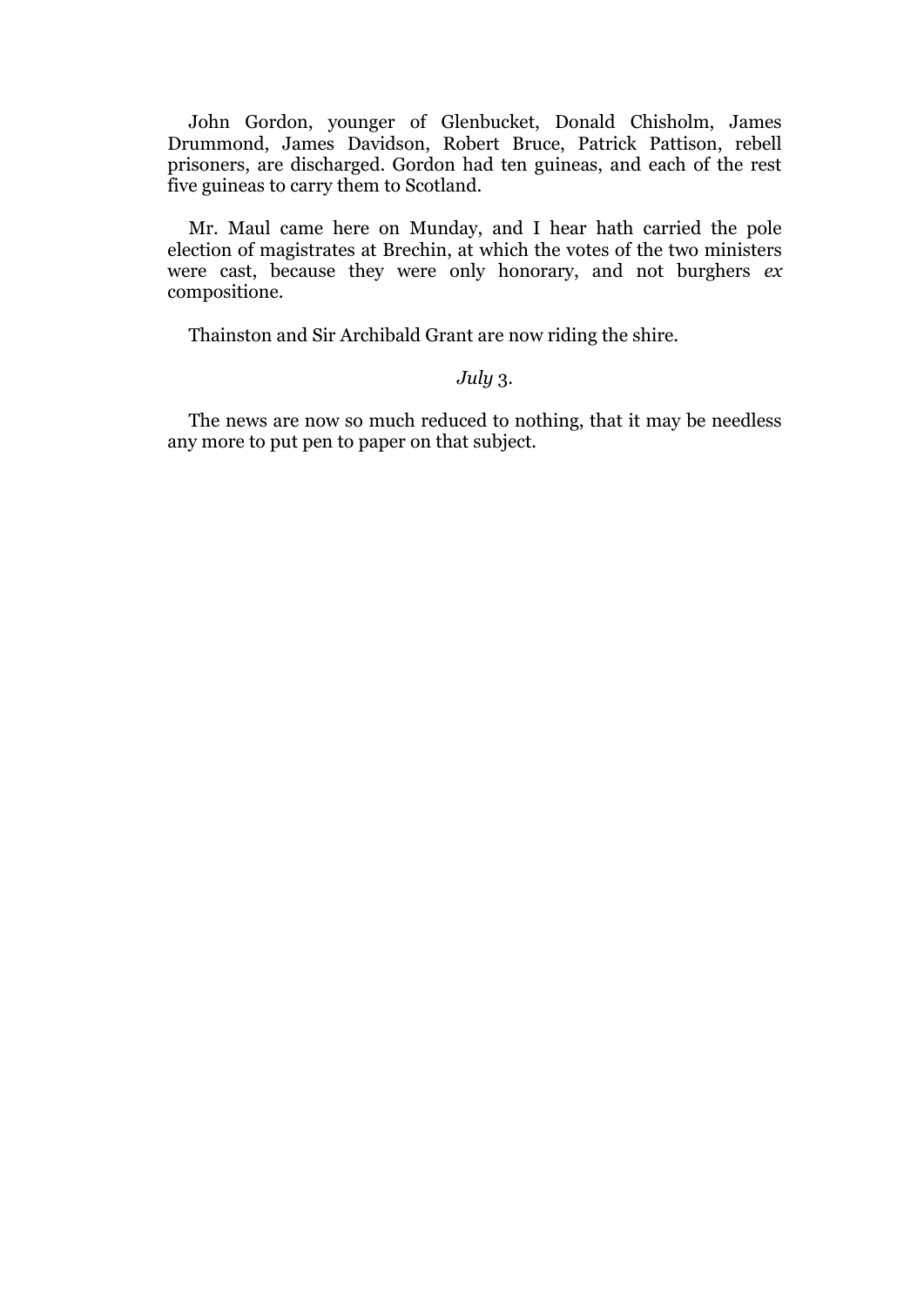John Gordon, younger of Glenbucket, Donald Chisholm, James Drummond, James Davidson, Robert Bruce, Patrick Pattison, rebell prisoners, are discharged. Gordon had ten guineas, and each of the rest five guineas to carry them to Scotland.

Mr. Maul came here on Munday, and I hear hath carried the pole election of magistrates at Brechin, at which the votes of the two ministers were cast, because they were only honorary, and not burghers *ex* compositione.

Thainston and Sir Archibald Grant are now riding the shire.

*July* 3.

The news are now so much reduced to nothing, that it may be needless any more to put pen to paper on that subject.